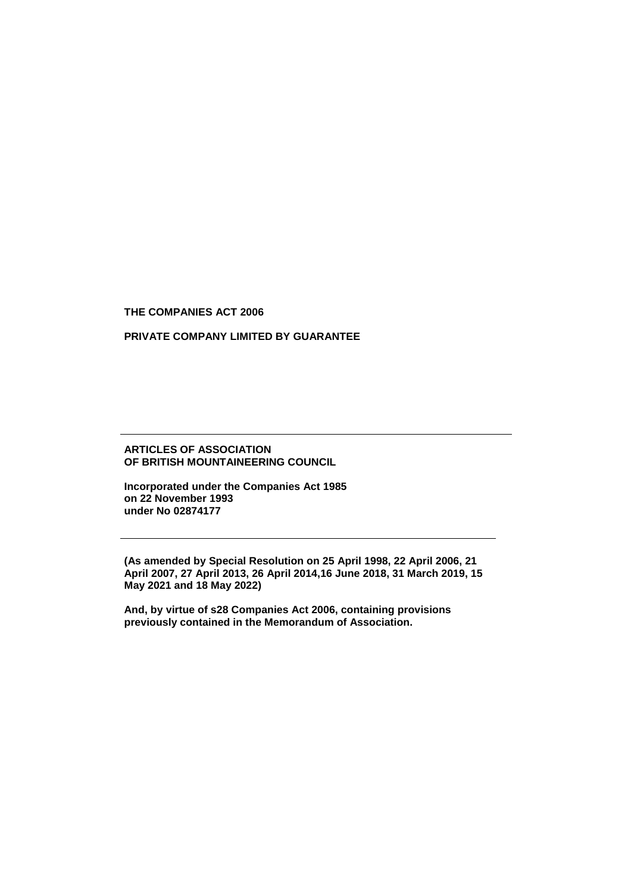**THE COMPANIES ACT 2006**

**PRIVATE COMPANY LIMITED BY GUARANTEE**

---

**ARTICLES OF ASSOCIATION**
**OF BRITISH MOUNTAINEERING COUNCIL**

**Incorporated under the Companies Act 1985**
**on 22 November 1993**
**under No 02874177**

---

**(As amended by Special Resolution on 25 April 1998, 22 April 2006, 21 April 2007, 27 April 2013, 26 April 2014,16 June 2018, 31 March 2019, 15 May 2021 and 18 May 2022)**

**And, by virtue of s28 Companies Act 2006, containing provisions previously contained in the Memorandum of Association.**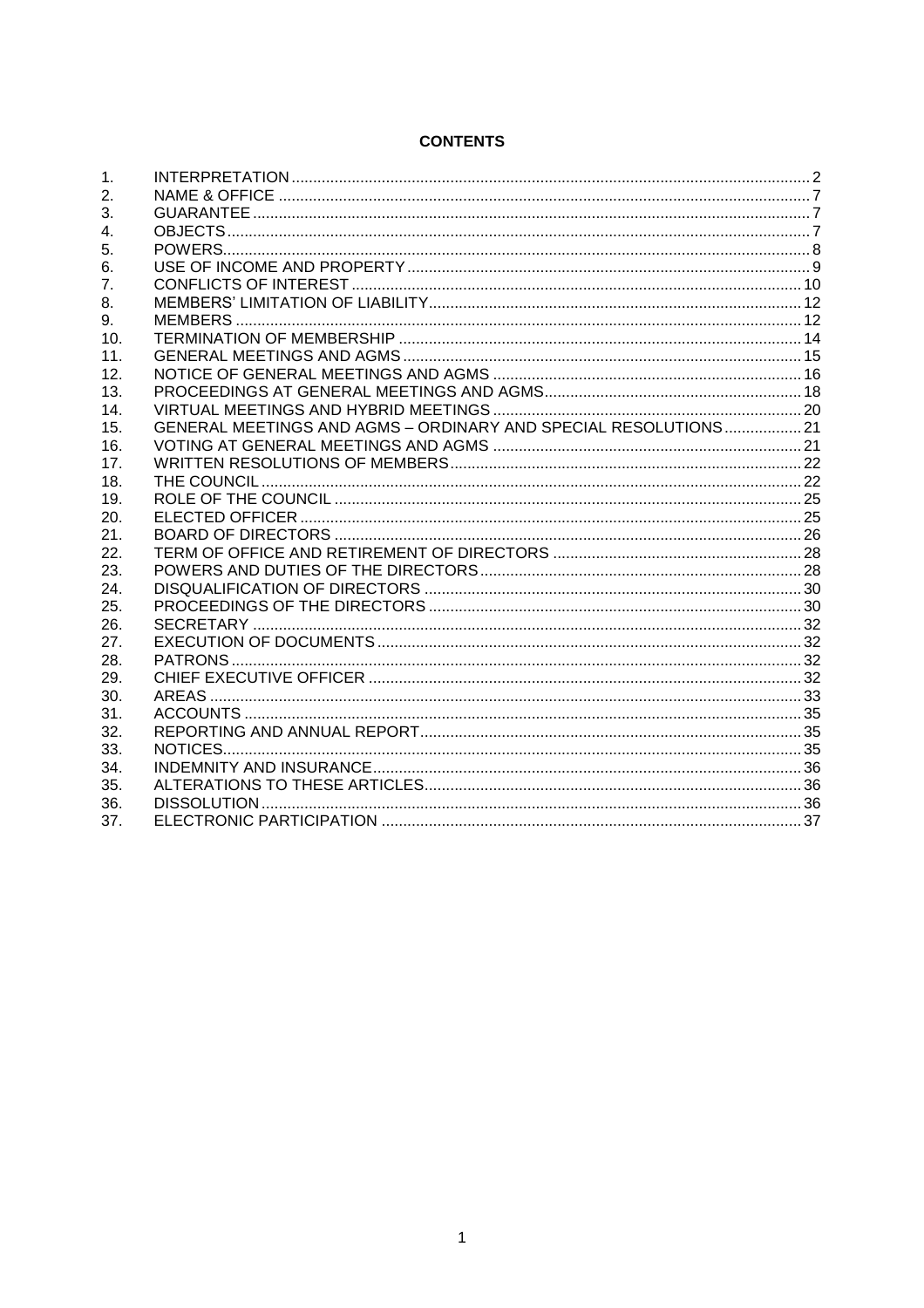# CONTENTS

| | | |
|---|---|---|
| 1. | INTERPRETATION | 2 |
| 2. | NAME & OFFICE | 7 |
| 3. | GUARANTEE | 7 |
| 4. | OBJECTS | 7 |
| 5. | POWERS | 8 |
| 6. | USE OF INCOME AND PROPERTY | 9 |
| 7. | CONFLICTS OF INTEREST | 10 |
| 8. | MEMBERS' LIMITATION OF LIABILITY | 12 |
| 9. | MEMBERS | 12 |
| 10. | TERMINATION OF MEMBERSHIP | 14 |
| 11. | GENERAL MEETINGS AND AGMS | 15 |
| 12. | NOTICE OF GENERAL MEETINGS AND AGMS | 16 |
| 13. | PROCEEDINGS AT GENERAL MEETINGS AND AGMS | 18 |
| 14. | VIRTUAL MEETINGS AND HYBRID MEETINGS | 20 |
| 15. | GENERAL MEETINGS AND AGMS – ORDINARY AND SPECIAL RESOLUTIONS | 21 |
| 16. | VOTING AT GENERAL MEETINGS AND AGMS | 21 |
| 17. | WRITTEN RESOLUTIONS OF MEMBERS | 22 |
| 18. | THE COUNCIL | 22 |
| 19. | ROLE OF THE COUNCIL | 25 |
| 20. | ELECTED OFFICER | 25 |
| 21. | BOARD OF DIRECTORS | 26 |
| 22. | TERM OF OFFICE AND RETIREMENT OF DIRECTORS | 28 |
| 23. | POWERS AND DUTIES OF THE DIRECTORS | 28 |
| 24. | DISQUALIFICATION OF DIRECTORS | 30 |
| 25. | PROCEEDINGS OF THE DIRECTORS | 30 |
| 26. | SECRETARY | 32 |
| 27. | EXECUTION OF DOCUMENTS | 32 |
| 28. | PATRONS | 32 |
| 29. | CHIEF EXECUTIVE OFFICER | 32 |
| 30. | AREAS | 33 |
| 31. | ACCOUNTS | 35 |
| 32. | REPORTING AND ANNUAL REPORT | 35 |
| 33. | NOTICES | 35 |
| 34. | INDEMNITY AND INSURANCE | 36 |
| 35. | ALTERATIONS TO THESE ARTICLES | 36 |
| 36. | DISSOLUTION | 36 |
| 37. | ELECTRONIC PARTICIPATION | 37 |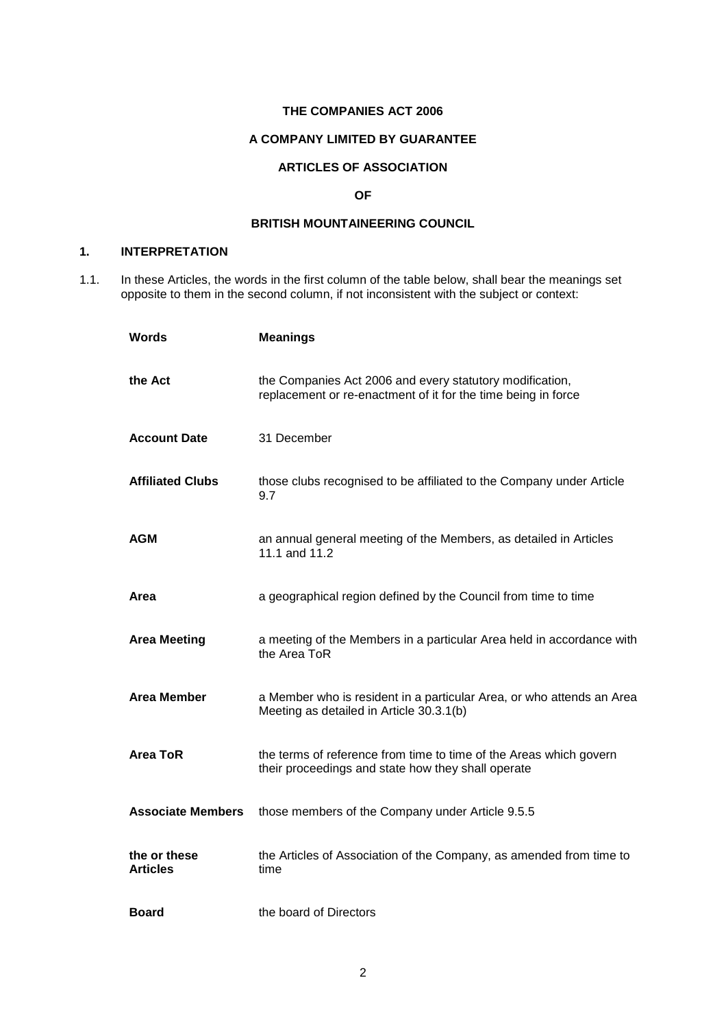**THE COMPANIES ACT 2006**

**A COMPANY LIMITED BY GUARANTEE**

**ARTICLES OF ASSOCIATION**

**OF**

**BRITISH MOUNTAINEERING COUNCIL**

## 1. INTERPRETATION

1.1. In these Articles, the words in the first column of the table below, shall bear the meanings set opposite to them in the second column, if not inconsistent with the subject or context:

| Words | Meanings |
|---|---|
| **the Act** | the Companies Act 2006 and every statutory modification, replacement or re-enactment of it for the time being in force |
| **Account Date** | 31 December |
| **Affiliated Clubs** | those clubs recognised to be affiliated to the Company under Article 9.7 |
| **AGM** | an annual general meeting of the Members, as detailed in Articles 11.1 and 11.2 |
| **Area** | a geographical region defined by the Council from time to time |
| **Area Meeting** | a meeting of the Members in a particular Area held in accordance with the Area ToR |
| **Area Member** | a Member who is resident in a particular Area, or who attends an Area Meeting as detailed in Article 30.3.1(b) |
| **Area ToR** | the terms of reference from time to time of the Areas which govern their proceedings and state how they shall operate |
| **Associate Members** | those members of the Company under Article 9.5.5 |
| **the or these Articles** | the Articles of Association of the Company, as amended from time to time |
| **Board** | the board of Directors |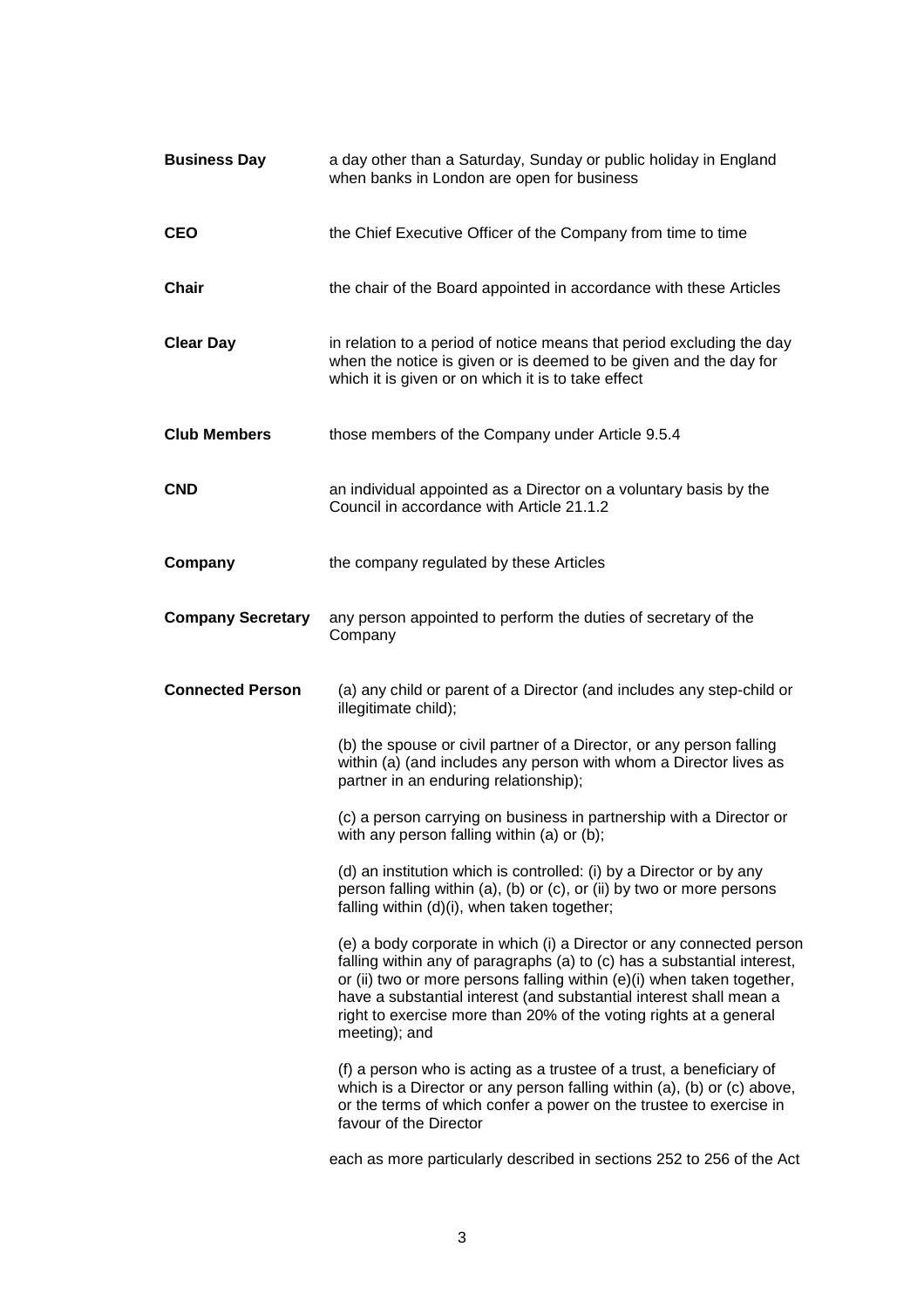**Business Day** a day other than a Saturday, Sunday or public holiday in England when banks in London are open for business

**CEO** the Chief Executive Officer of the Company from time to time

**Chair** the chair of the Board appointed in accordance with these Articles

**Clear Day** in relation to a period of notice means that period excluding the day when the notice is given or is deemed to be given and the day for which it is given or on which it is to take effect

**Club Members** those members of the Company under Article 9.5.4

**CND** an individual appointed as a Director on a voluntary basis by the Council in accordance with Article 21.1.2

**Company** the company regulated by these Articles

**Company Secretary** any person appointed to perform the duties of secretary of the Company

**Connected Person**

(a) any child or parent of a Director (and includes any step-child or illegitimate child);

(b) the spouse or civil partner of a Director, or any person falling within (a) (and includes any person with whom a Director lives as partner in an enduring relationship);

(c) a person carrying on business in partnership with a Director or with any person falling within (a) or (b);

(d) an institution which is controlled: (i) by a Director or by any person falling within (a), (b) or (c), or (ii) by two or more persons falling within (d)(i), when taken together;

(e) a body corporate in which (i) a Director or any connected person falling within any of paragraphs (a) to (c) has a substantial interest, or (ii) two or more persons falling within (e)(i) when taken together, have a substantial interest (and substantial interest shall mean a right to exercise more than 20% of the voting rights at a general meeting); and

(f) a person who is acting as a trustee of a trust, a beneficiary of which is a Director or any person falling within (a), (b) or (c) above, or the terms of which confer a power on the trustee to exercise in favour of the Director

each as more particularly described in sections 252 to 256 of the Act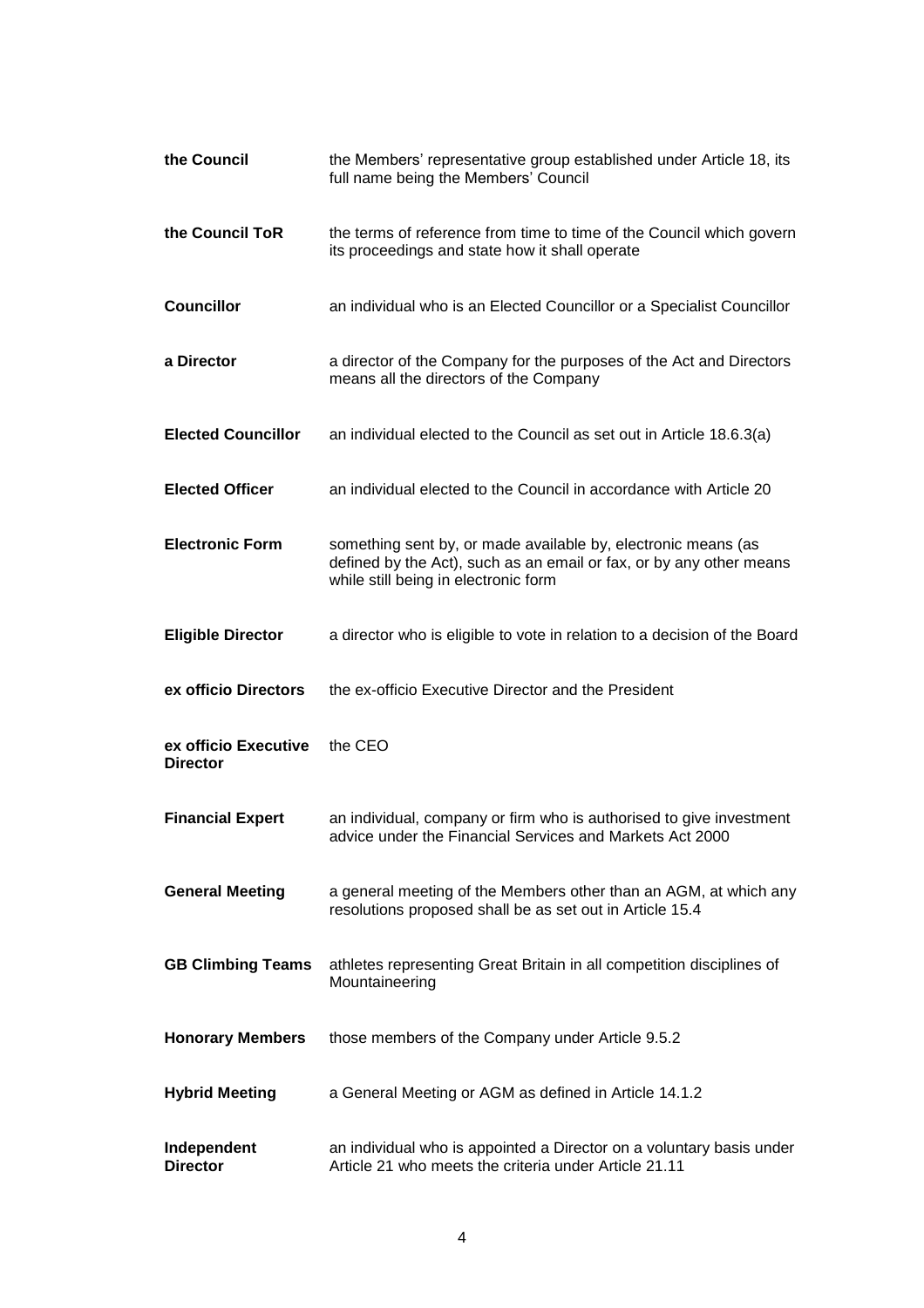| | |
|---|---|
| **the Council** | the Members' representative group established under Article 18, its full name being the Members' Council |
| **the Council ToR** | the terms of reference from time to time of the Council which govern its proceedings and state how it shall operate |
| **Councillor** | an individual who is an Elected Councillor or a Specialist Councillor |
| **a Director** | a director of the Company for the purposes of the Act and Directors means all the directors of the Company |
| **Elected Councillor** | an individual elected to the Council as set out in Article 18.6.3(a) |
| **Elected Officer** | an individual elected to the Council in accordance with Article 20 |
| **Electronic Form** | something sent by, or made available by, electronic means (as defined by the Act), such as an email or fax, or by any other means while still being in electronic form |
| **Eligible Director** | a director who is eligible to vote in relation to a decision of the Board |
| **ex officio Directors** | the ex-officio Executive Director and the President |
| **ex officio Executive Director** | the CEO |
| **Financial Expert** | an individual, company or firm who is authorised to give investment advice under the Financial Services and Markets Act 2000 |
| **General Meeting** | a general meeting of the Members other than an AGM, at which any resolutions proposed shall be as set out in Article 15.4 |
| **GB Climbing Teams** | athletes representing Great Britain in all competition disciplines of Mountaineering |
| **Honorary Members** | those members of the Company under Article 9.5.2 |
| **Hybrid Meeting** | a General Meeting or AGM as defined in Article 14.1.2 |
| **Independent Director** | an individual who is appointed a Director on a voluntary basis under Article 21 who meets the criteria under Article 21.11 |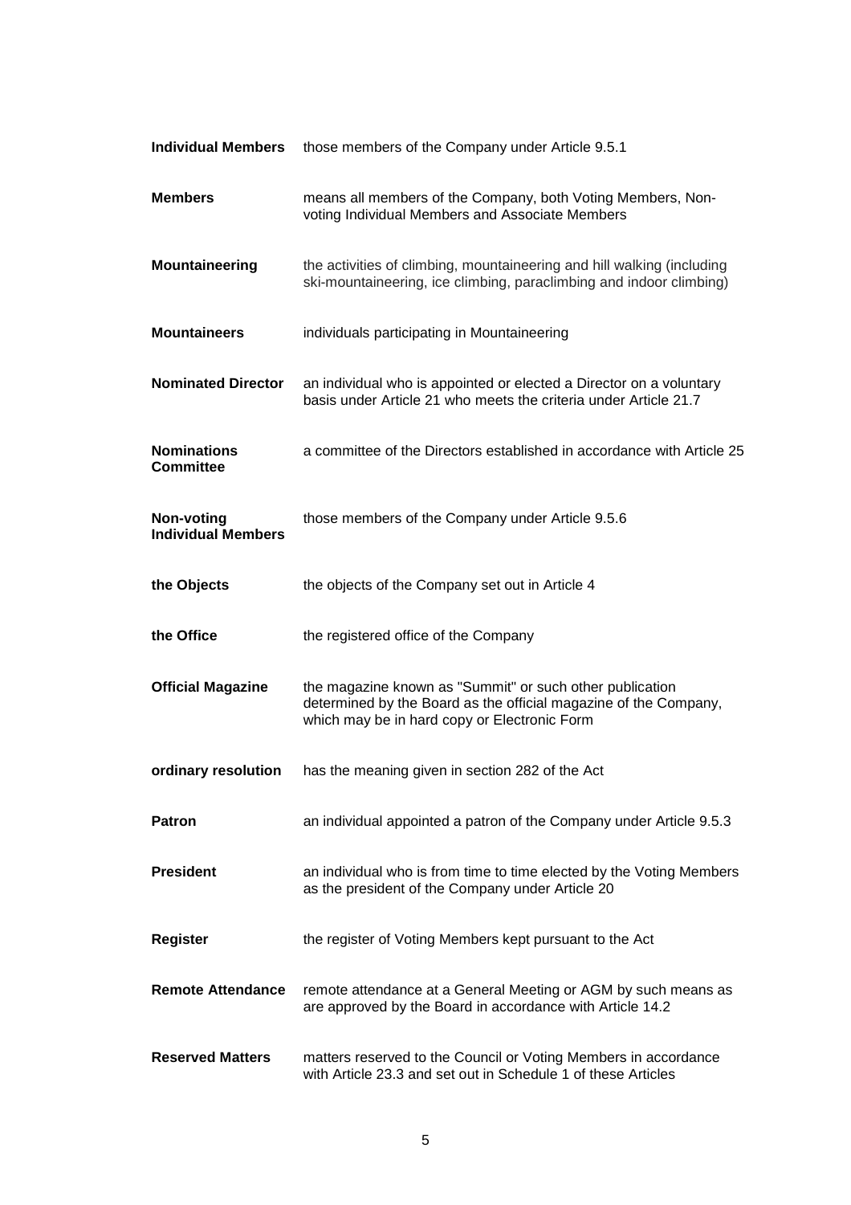| | |
|---|---|
| **Individual Members** | those members of the Company under Article 9.5.1 |
| **Members** | means all members of the Company, both Voting Members, Non-voting Individual Members and Associate Members |
| **Mountaineering** | the activities of climbing, mountaineering and hill walking (including ski-mountaineering, ice climbing, paraclimbing and indoor climbing) |
| **Mountaineers** | individuals participating in Mountaineering |
| **Nominated Director** | an individual who is appointed or elected a Director on a voluntary basis under Article 21 who meets the criteria under Article 21.7 |
| **Nominations Committee** | a committee of the Directors established in accordance with Article 25 |
| **Non-voting Individual Members** | those members of the Company under Article 9.5.6 |
| **the Objects** | the objects of the Company set out in Article 4 |
| **the Office** | the registered office of the Company |
| **Official Magazine** | the magazine known as "Summit" or such other publication determined by the Board as the official magazine of the Company, which may be in hard copy or Electronic Form |
| **ordinary resolution** | has the meaning given in section 282 of the Act |
| **Patron** | an individual appointed a patron of the Company under Article 9.5.3 |
| **President** | an individual who is from time to time elected by the Voting Members as the president of the Company under Article 20 |
| **Register** | the register of Voting Members kept pursuant to the Act |
| **Remote Attendance** | remote attendance at a General Meeting or AGM by such means as are approved by the Board in accordance with Article 14.2 |
| **Reserved Matters** | matters reserved to the Council or Voting Members in accordance with Article 23.3 and set out in Schedule 1 of these Articles |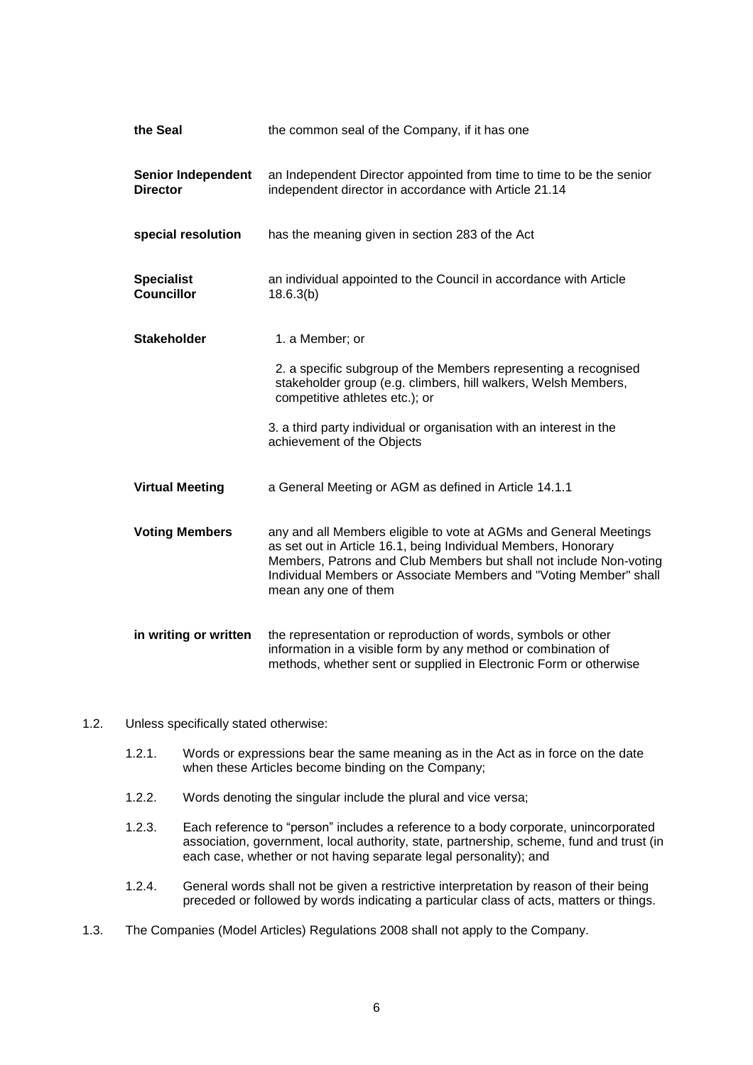| | |
|---|---|
| **the Seal** | the common seal of the Company, if it has one |
| **Senior Independent Director** | an Independent Director appointed from time to time to be the senior independent director in accordance with Article 21.14 |
| **special resolution** | has the meaning given in section 283 of the Act |
| **Specialist Councillor** | an individual appointed to the Council in accordance with Article 18.6.3(b) |
| **Stakeholder** | 1. a Member; or<br><br>2. a specific subgroup of the Members representing a recognised stakeholder group (e.g. climbers, hill walkers, Welsh Members, competitive athletes etc.); or<br><br>3. a third party individual or organisation with an interest in the achievement of the Objects |
| **Virtual Meeting** | a General Meeting or AGM as defined in Article 14.1.1 |
| **Voting Members** | any and all Members eligible to vote at AGMs and General Meetings as set out in Article 16.1, being Individual Members, Honorary Members, Patrons and Club Members but shall not include Non-voting Individual Members or Associate Members and "Voting Member" shall mean any one of them |
| **in writing or written** | the representation or reproduction of words, symbols or other information in a visible form by any method or combination of methods, whether sent or supplied in Electronic Form or otherwise |

1.2. Unless specifically stated otherwise:

1.2.1. Words or expressions bear the same meaning as in the Act as in force on the date when these Articles become binding on the Company;

1.2.2. Words denoting the singular include the plural and vice versa;

1.2.3. Each reference to "person" includes a reference to a body corporate, unincorporated association, government, local authority, state, partnership, scheme, fund and trust (in each case, whether or not having separate legal personality); and

1.2.4. General words shall not be given a restrictive interpretation by reason of their being preceded or followed by words indicating a particular class of acts, matters or things.

1.3. The Companies (Model Articles) Regulations 2008 shall not apply to the Company.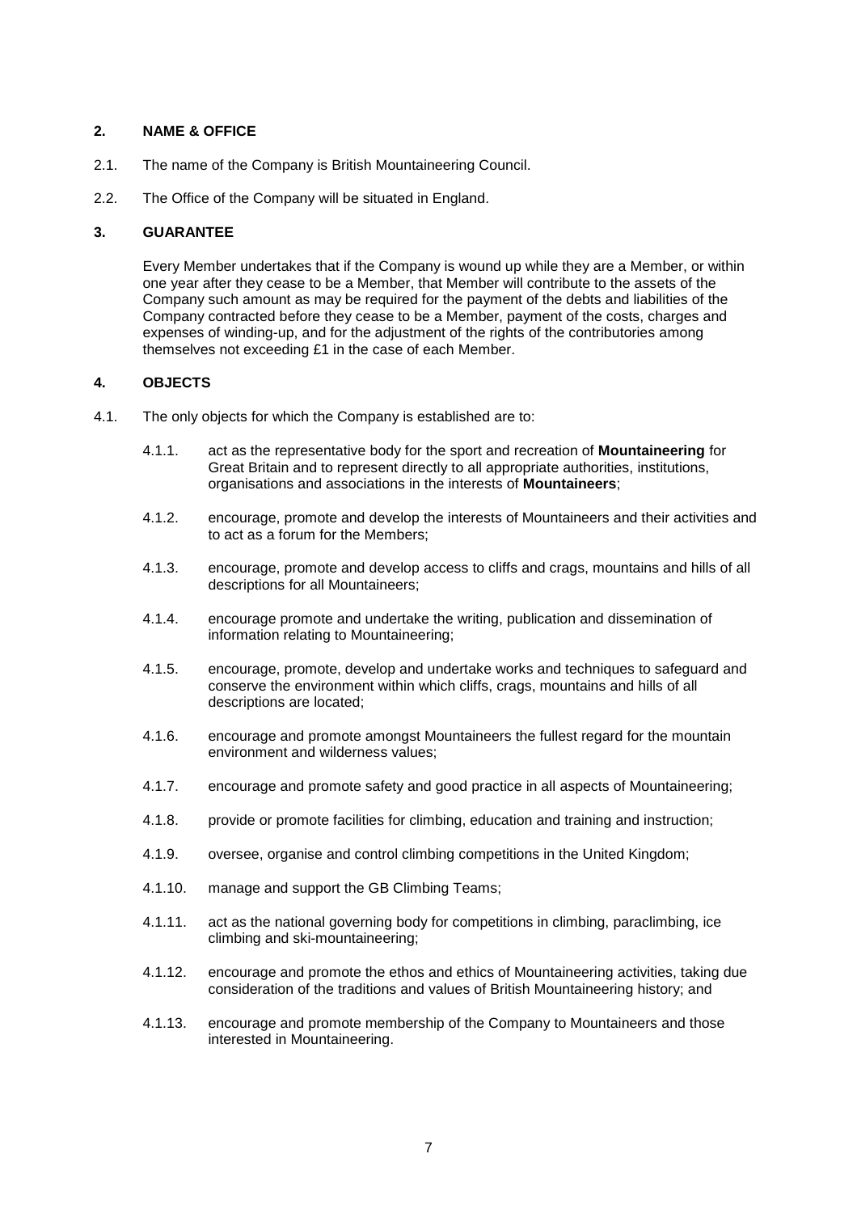## 2. NAME & OFFICE

2.1. The name of the Company is British Mountaineering Council.

2.2. The Office of the Company will be situated in England.

## 3. GUARANTEE

Every Member undertakes that if the Company is wound up while they are a Member, or within one year after they cease to be a Member, that Member will contribute to the assets of the Company such amount as may be required for the payment of the debts and liabilities of the Company contracted before they cease to be a Member, payment of the costs, charges and expenses of winding-up, and for the adjustment of the rights of the contributories among themselves not exceeding £1 in the case of each Member.

## 4. OBJECTS

4.1. The only objects for which the Company is established are to:

4.1.1. act as the representative body for the sport and recreation of **Mountaineering** for Great Britain and to represent directly to all appropriate authorities, institutions, organisations and associations in the interests of **Mountaineers**;

4.1.2. encourage, promote and develop the interests of Mountaineers and their activities and to act as a forum for the Members;

4.1.3. encourage, promote and develop access to cliffs and crags, mountains and hills of all descriptions for all Mountaineers;

4.1.4. encourage promote and undertake the writing, publication and dissemination of information relating to Mountaineering;

4.1.5. encourage, promote, develop and undertake works and techniques to safeguard and conserve the environment within which cliffs, crags, mountains and hills of all descriptions are located;

4.1.6. encourage and promote amongst Mountaineers the fullest regard for the mountain environment and wilderness values;

4.1.7. encourage and promote safety and good practice in all aspects of Mountaineering;

4.1.8. provide or promote facilities for climbing, education and training and instruction;

4.1.9. oversee, organise and control climbing competitions in the United Kingdom;

4.1.10. manage and support the GB Climbing Teams;

4.1.11. act as the national governing body for competitions in climbing, paraclimbing, ice climbing and ski-mountaineering;

4.1.12. encourage and promote the ethos and ethics of Mountaineering activities, taking due consideration of the traditions and values of British Mountaineering history; and

4.1.13. encourage and promote membership of the Company to Mountaineers and those interested in Mountaineering.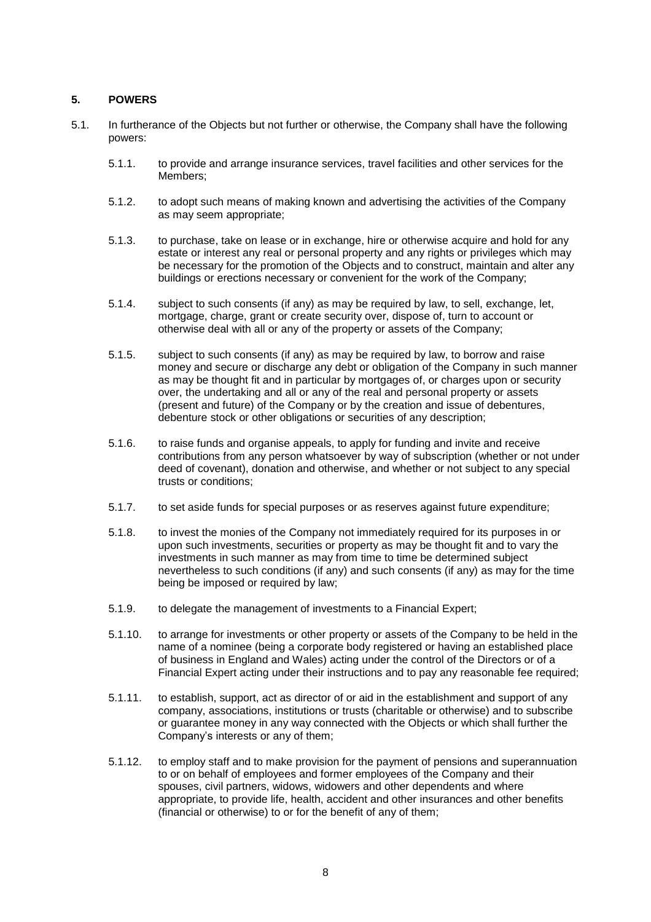## 5. POWERS

5.1. In furtherance of the Objects but not further or otherwise, the Company shall have the following powers:

5.1.1. to provide and arrange insurance services, travel facilities and other services for the Members;

5.1.2. to adopt such means of making known and advertising the activities of the Company as may seem appropriate;

5.1.3. to purchase, take on lease or in exchange, hire or otherwise acquire and hold for any estate or interest any real or personal property and any rights or privileges which may be necessary for the promotion of the Objects and to construct, maintain and alter any buildings or erections necessary or convenient for the work of the Company;

5.1.4. subject to such consents (if any) as may be required by law, to sell, exchange, let, mortgage, charge, grant or create security over, dispose of, turn to account or otherwise deal with all or any of the property or assets of the Company;

5.1.5. subject to such consents (if any) as may be required by law, to borrow and raise money and secure or discharge any debt or obligation of the Company in such manner as may be thought fit and in particular by mortgages of, or charges upon or security over, the undertaking and all or any of the real and personal property or assets (present and future) of the Company or by the creation and issue of debentures, debenture stock or other obligations or securities of any description;

5.1.6. to raise funds and organise appeals, to apply for funding and invite and receive contributions from any person whatsoever by way of subscription (whether or not under deed of covenant), donation and otherwise, and whether or not subject to any special trusts or conditions;

5.1.7. to set aside funds for special purposes or as reserves against future expenditure;

5.1.8. to invest the monies of the Company not immediately required for its purposes in or upon such investments, securities or property as may be thought fit and to vary the investments in such manner as may from time to time be determined subject nevertheless to such conditions (if any) and such consents (if any) as may for the time being be imposed or required by law;

5.1.9. to delegate the management of investments to a Financial Expert;

5.1.10. to arrange for investments or other property or assets of the Company to be held in the name of a nominee (being a corporate body registered or having an established place of business in England and Wales) acting under the control of the Directors or of a Financial Expert acting under their instructions and to pay any reasonable fee required;

5.1.11. to establish, support, act as director of or aid in the establishment and support of any company, associations, institutions or trusts (charitable or otherwise) and to subscribe or guarantee money in any way connected with the Objects or which shall further the Company's interests or any of them;

5.1.12. to employ staff and to make provision for the payment of pensions and superannuation to or on behalf of employees and former employees of the Company and their spouses, civil partners, widows, widowers and other dependents and where appropriate, to provide life, health, accident and other insurances and other benefits (financial or otherwise) to or for the benefit of any of them;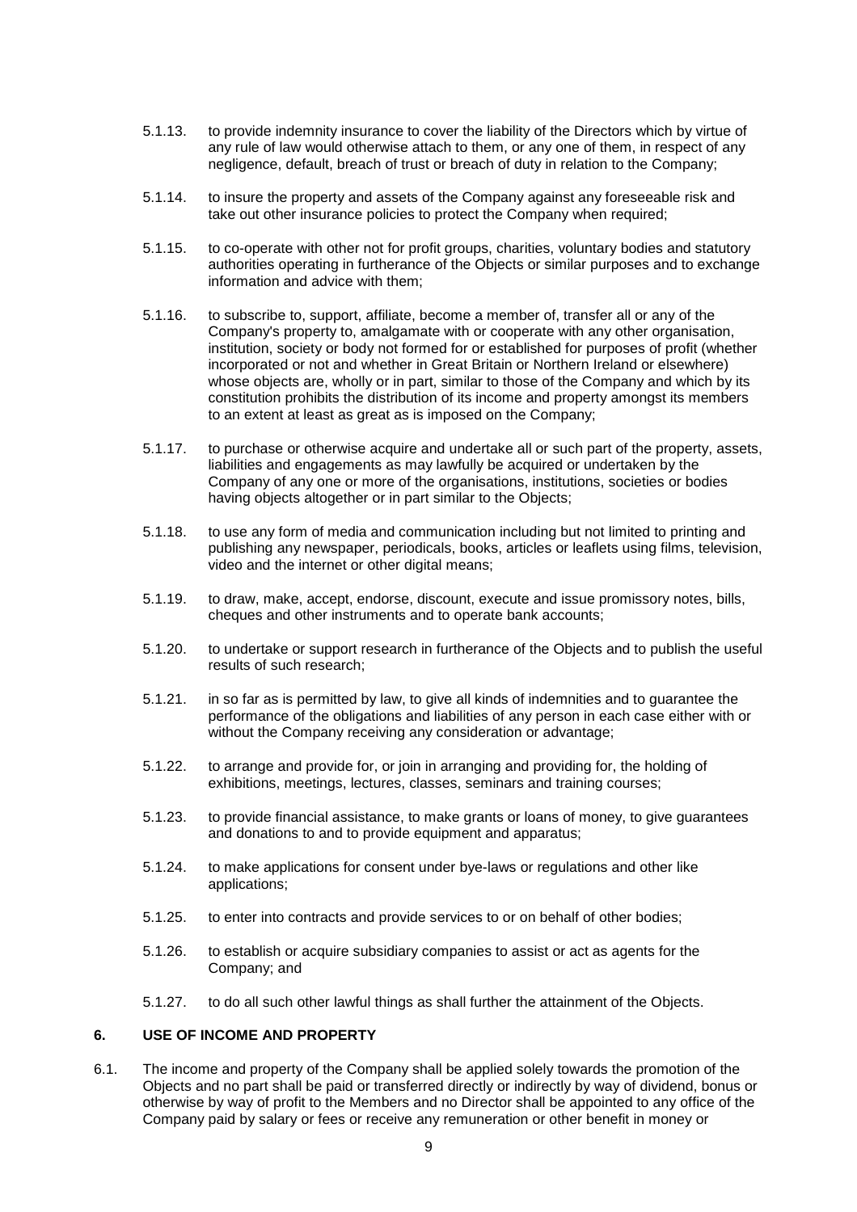5.1.13. to provide indemnity insurance to cover the liability of the Directors which by virtue of any rule of law would otherwise attach to them, or any one of them, in respect of any negligence, default, breach of trust or breach of duty in relation to the Company;

5.1.14. to insure the property and assets of the Company against any foreseeable risk and take out other insurance policies to protect the Company when required;

5.1.15. to co-operate with other not for profit groups, charities, voluntary bodies and statutory authorities operating in furtherance of the Objects or similar purposes and to exchange information and advice with them;

5.1.16. to subscribe to, support, affiliate, become a member of, transfer all or any of the Company's property to, amalgamate with or cooperate with any other organisation, institution, society or body not formed for or established for purposes of profit (whether incorporated or not and whether in Great Britain or Northern Ireland or elsewhere) whose objects are, wholly or in part, similar to those of the Company and which by its constitution prohibits the distribution of its income and property amongst its members to an extent at least as great as is imposed on the Company;

5.1.17. to purchase or otherwise acquire and undertake all or such part of the property, assets, liabilities and engagements as may lawfully be acquired or undertaken by the Company of any one or more of the organisations, institutions, societies or bodies having objects altogether or in part similar to the Objects;

5.1.18. to use any form of media and communication including but not limited to printing and publishing any newspaper, periodicals, books, articles or leaflets using films, television, video and the internet or other digital means;

5.1.19. to draw, make, accept, endorse, discount, execute and issue promissory notes, bills, cheques and other instruments and to operate bank accounts;

5.1.20. to undertake or support research in furtherance of the Objects and to publish the useful results of such research;

5.1.21. in so far as is permitted by law, to give all kinds of indemnities and to guarantee the performance of the obligations and liabilities of any person in each case either with or without the Company receiving any consideration or advantage;

5.1.22. to arrange and provide for, or join in arranging and providing for, the holding of exhibitions, meetings, lectures, classes, seminars and training courses;

5.1.23. to provide financial assistance, to make grants or loans of money, to give guarantees and donations to and to provide equipment and apparatus;

5.1.24. to make applications for consent under bye-laws or regulations and other like applications;

5.1.25. to enter into contracts and provide services to or on behalf of other bodies;

5.1.26. to establish or acquire subsidiary companies to assist or act as agents for the Company; and

5.1.27. to do all such other lawful things as shall further the attainment of the Objects.

## 6. USE OF INCOME AND PROPERTY

6.1. The income and property of the Company shall be applied solely towards the promotion of the Objects and no part shall be paid or transferred directly or indirectly by way of dividend, bonus or otherwise by way of profit to the Members and no Director shall be appointed to any office of the Company paid by salary or fees or receive any remuneration or other benefit in money or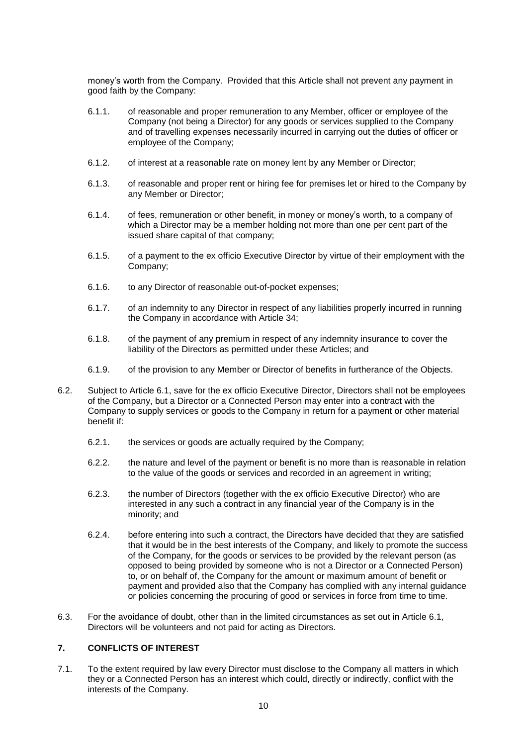money's worth from the Company. Provided that this Article shall not prevent any payment in good faith by the Company:

6.1.1. of reasonable and proper remuneration to any Member, officer or employee of the Company (not being a Director) for any goods or services supplied to the Company and of travelling expenses necessarily incurred in carrying out the duties of officer or employee of the Company;

6.1.2. of interest at a reasonable rate on money lent by any Member or Director;

6.1.3. of reasonable and proper rent or hiring fee for premises let or hired to the Company by any Member or Director;

6.1.4. of fees, remuneration or other benefit, in money or money's worth, to a company of which a Director may be a member holding not more than one per cent part of the issued share capital of that company;

6.1.5. of a payment to the ex officio Executive Director by virtue of their employment with the Company;

6.1.6. to any Director of reasonable out-of-pocket expenses;

6.1.7. of an indemnity to any Director in respect of any liabilities properly incurred in running the Company in accordance with Article 34;

6.1.8. of the payment of any premium in respect of any indemnity insurance to cover the liability of the Directors as permitted under these Articles; and

6.1.9. of the provision to any Member or Director of benefits in furtherance of the Objects.

6.2. Subject to Article 6.1, save for the ex officio Executive Director, Directors shall not be employees of the Company, but a Director or a Connected Person may enter into a contract with the Company to supply services or goods to the Company in return for a payment or other material benefit if:

6.2.1. the services or goods are actually required by the Company;

6.2.2. the nature and level of the payment or benefit is no more than is reasonable in relation to the value of the goods or services and recorded in an agreement in writing;

6.2.3. the number of Directors (together with the ex officio Executive Director) who are interested in any such a contract in any financial year of the Company is in the minority; and

6.2.4. before entering into such a contract, the Directors have decided that they are satisfied that it would be in the best interests of the Company, and likely to promote the success of the Company, for the goods or services to be provided by the relevant person (as opposed to being provided by someone who is not a Director or a Connected Person) to, or on behalf of, the Company for the amount or maximum amount of benefit or payment and provided also that the Company has complied with any internal guidance or policies concerning the procuring of good or services in force from time to time.

6.3. For the avoidance of doubt, other than in the limited circumstances as set out in Article 6.1, Directors will be volunteers and not paid for acting as Directors.

## 7. CONFLICTS OF INTEREST

7.1. To the extent required by law every Director must disclose to the Company all matters in which they or a Connected Person has an interest which could, directly or indirectly, conflict with the interests of the Company.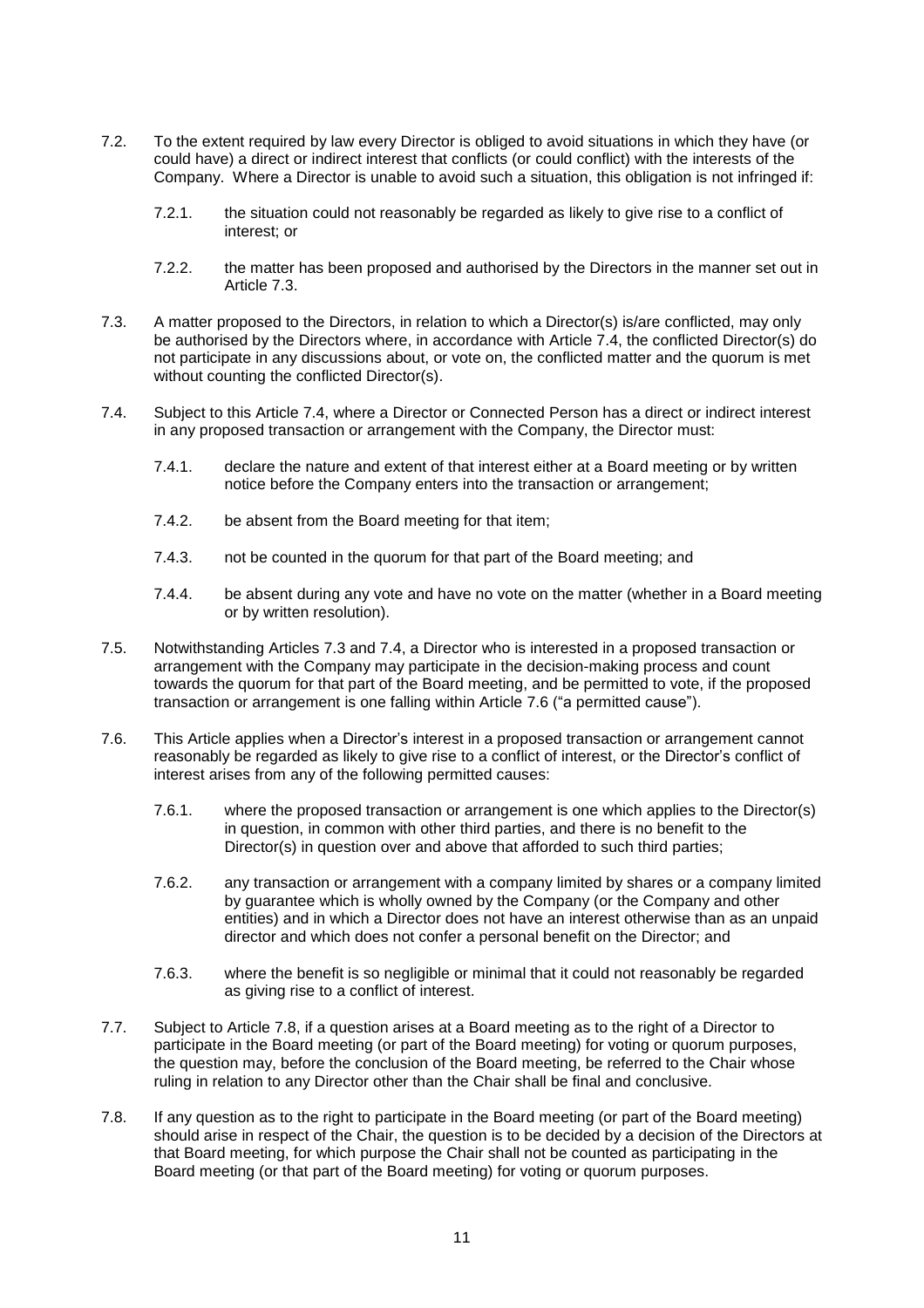7.2. To the extent required by law every Director is obliged to avoid situations in which they have (or could have) a direct or indirect interest that conflicts (or could conflict) with the interests of the Company. Where a Director is unable to avoid such a situation, this obligation is not infringed if:

7.2.1. the situation could not reasonably be regarded as likely to give rise to a conflict of interest; or

7.2.2. the matter has been proposed and authorised by the Directors in the manner set out in Article 7.3.

7.3. A matter proposed to the Directors, in relation to which a Director(s) is/are conflicted, may only be authorised by the Directors where, in accordance with Article 7.4, the conflicted Director(s) do not participate in any discussions about, or vote on, the conflicted matter and the quorum is met without counting the conflicted Director(s).

7.4. Subject to this Article 7.4, where a Director or Connected Person has a direct or indirect interest in any proposed transaction or arrangement with the Company, the Director must:

7.4.1. declare the nature and extent of that interest either at a Board meeting or by written notice before the Company enters into the transaction or arrangement;

7.4.2. be absent from the Board meeting for that item;

7.4.3. not be counted in the quorum for that part of the Board meeting; and

7.4.4. be absent during any vote and have no vote on the matter (whether in a Board meeting or by written resolution).

7.5. Notwithstanding Articles 7.3 and 7.4, a Director who is interested in a proposed transaction or arrangement with the Company may participate in the decision-making process and count towards the quorum for that part of the Board meeting, and be permitted to vote, if the proposed transaction or arrangement is one falling within Article 7.6 ("a permitted cause").

7.6. This Article applies when a Director's interest in a proposed transaction or arrangement cannot reasonably be regarded as likely to give rise to a conflict of interest, or the Director's conflict of interest arises from any of the following permitted causes:

7.6.1. where the proposed transaction or arrangement is one which applies to the Director(s) in question, in common with other third parties, and there is no benefit to the Director(s) in question over and above that afforded to such third parties;

7.6.2. any transaction or arrangement with a company limited by shares or a company limited by guarantee which is wholly owned by the Company (or the Company and other entities) and in which a Director does not have an interest otherwise than as an unpaid director and which does not confer a personal benefit on the Director; and

7.6.3. where the benefit is so negligible or minimal that it could not reasonably be regarded as giving rise to a conflict of interest.

7.7. Subject to Article 7.8, if a question arises at a Board meeting as to the right of a Director to participate in the Board meeting (or part of the Board meeting) for voting or quorum purposes, the question may, before the conclusion of the Board meeting, be referred to the Chair whose ruling in relation to any Director other than the Chair shall be final and conclusive.

7.8. If any question as to the right to participate in the Board meeting (or part of the Board meeting) should arise in respect of the Chair, the question is to be decided by a decision of the Directors at that Board meeting, for which purpose the Chair shall not be counted as participating in the Board meeting (or that part of the Board meeting) for voting or quorum purposes.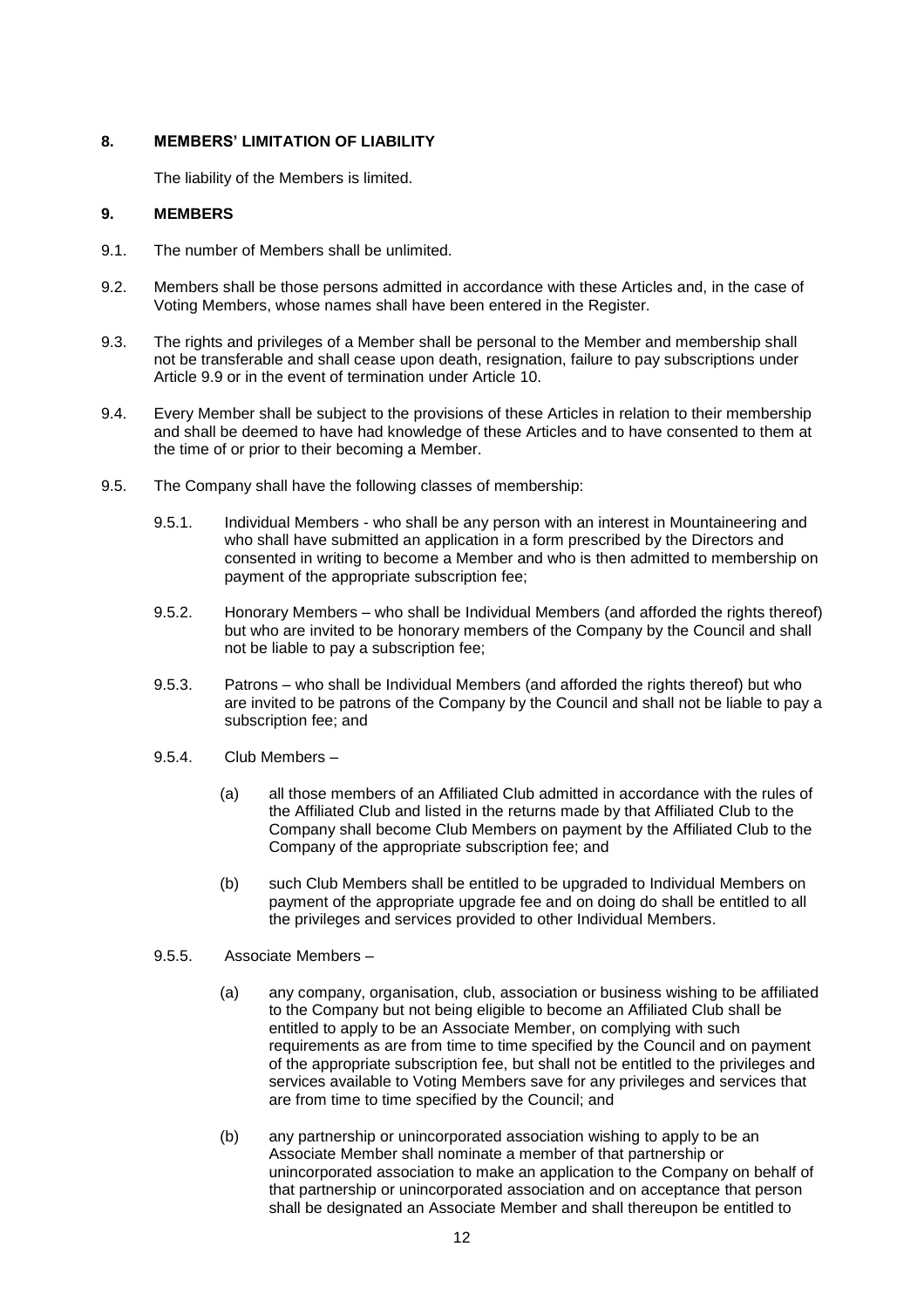## 8. MEMBERS' LIMITATION OF LIABILITY

The liability of the Members is limited.

## 9. MEMBERS

9.1. The number of Members shall be unlimited.

9.2. Members shall be those persons admitted in accordance with these Articles and, in the case of Voting Members, whose names shall have been entered in the Register.

9.3. The rights and privileges of a Member shall be personal to the Member and membership shall not be transferable and shall cease upon death, resignation, failure to pay subscriptions under Article 9.9 or in the event of termination under Article 10.

9.4. Every Member shall be subject to the provisions of these Articles in relation to their membership and shall be deemed to have had knowledge of these Articles and to have consented to them at the time of or prior to their becoming a Member.

9.5. The Company shall have the following classes of membership:

9.5.1. Individual Members - who shall be any person with an interest in Mountaineering and who shall have submitted an application in a form prescribed by the Directors and consented in writing to become a Member and who is then admitted to membership on payment of the appropriate subscription fee;

9.5.2. Honorary Members – who shall be Individual Members (and afforded the rights thereof) but who are invited to be honorary members of the Company by the Council and shall not be liable to pay a subscription fee;

9.5.3. Patrons – who shall be Individual Members (and afforded the rights thereof) but who are invited to be patrons of the Company by the Council and shall not be liable to pay a subscription fee; and

9.5.4. Club Members –

(a) all those members of an Affiliated Club admitted in accordance with the rules of the Affiliated Club and listed in the returns made by that Affiliated Club to the Company shall become Club Members on payment by the Affiliated Club to the Company of the appropriate subscription fee; and

(b) such Club Members shall be entitled to be upgraded to Individual Members on payment of the appropriate upgrade fee and on doing do shall be entitled to all the privileges and services provided to other Individual Members.

9.5.5. Associate Members –

(a) any company, organisation, club, association or business wishing to be affiliated to the Company but not being eligible to become an Affiliated Club shall be entitled to apply to be an Associate Member, on complying with such requirements as are from time to time specified by the Council and on payment of the appropriate subscription fee, but shall not be entitled to the privileges and services available to Voting Members save for any privileges and services that are from time to time specified by the Council; and

(b) any partnership or unincorporated association wishing to apply to be an Associate Member shall nominate a member of that partnership or unincorporated association to make an application to the Company on behalf of that partnership or unincorporated association and on acceptance that person shall be designated an Associate Member and shall thereupon be entitled to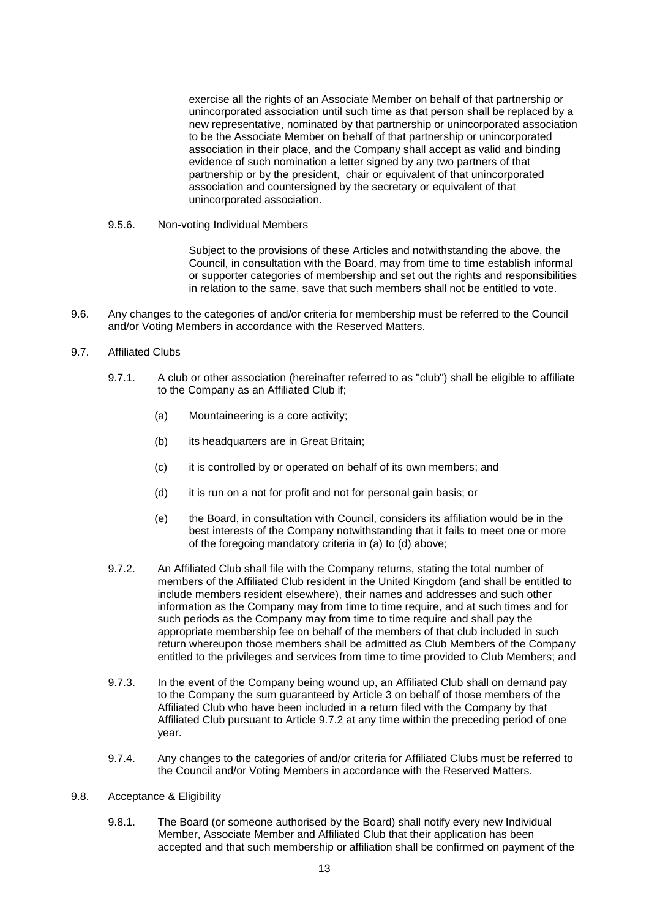exercise all the rights of an Associate Member on behalf of that partnership or unincorporated association until such time as that person shall be replaced by a new representative, nominated by that partnership or unincorporated association to be the Associate Member on behalf of that partnership or unincorporated association in their place, and the Company shall accept as valid and binding evidence of such nomination a letter signed by any two partners of that partnership or by the president, chair or equivalent of that unincorporated association and countersigned by the secretary or equivalent of that unincorporated association.

9.5.6. Non-voting Individual Members

Subject to the provisions of these Articles and notwithstanding the above, the Council, in consultation with the Board, may from time to time establish informal or supporter categories of membership and set out the rights and responsibilities in relation to the same, save that such members shall not be entitled to vote.

9.6. Any changes to the categories of and/or criteria for membership must be referred to the Council and/or Voting Members in accordance with the Reserved Matters.

9.7. Affiliated Clubs

9.7.1. A club or other association (hereinafter referred to as "club") shall be eligible to affiliate to the Company as an Affiliated Club if;

(a) Mountaineering is a core activity;

(b) its headquarters are in Great Britain;

(c) it is controlled by or operated on behalf of its own members; and

(d) it is run on a not for profit and not for personal gain basis; or

(e) the Board, in consultation with Council, considers its affiliation would be in the best interests of the Company notwithstanding that it fails to meet one or more of the foregoing mandatory criteria in (a) to (d) above;

9.7.2. An Affiliated Club shall file with the Company returns, stating the total number of members of the Affiliated Club resident in the United Kingdom (and shall be entitled to include members resident elsewhere), their names and addresses and such other information as the Company may from time to time require, and at such times and for such periods as the Company may from time to time require and shall pay the appropriate membership fee on behalf of the members of that club included in such return whereupon those members shall be admitted as Club Members of the Company entitled to the privileges and services from time to time provided to Club Members; and

9.7.3. In the event of the Company being wound up, an Affiliated Club shall on demand pay to the Company the sum guaranteed by Article 3 on behalf of those members of the Affiliated Club who have been included in a return filed with the Company by that Affiliated Club pursuant to Article 9.7.2 at any time within the preceding period of one year.

9.7.4. Any changes to the categories of and/or criteria for Affiliated Clubs must be referred to the Council and/or Voting Members in accordance with the Reserved Matters.

9.8. Acceptance & Eligibility

9.8.1. The Board (or someone authorised by the Board) shall notify every new Individual Member, Associate Member and Affiliated Club that their application has been accepted and that such membership or affiliation shall be confirmed on payment of the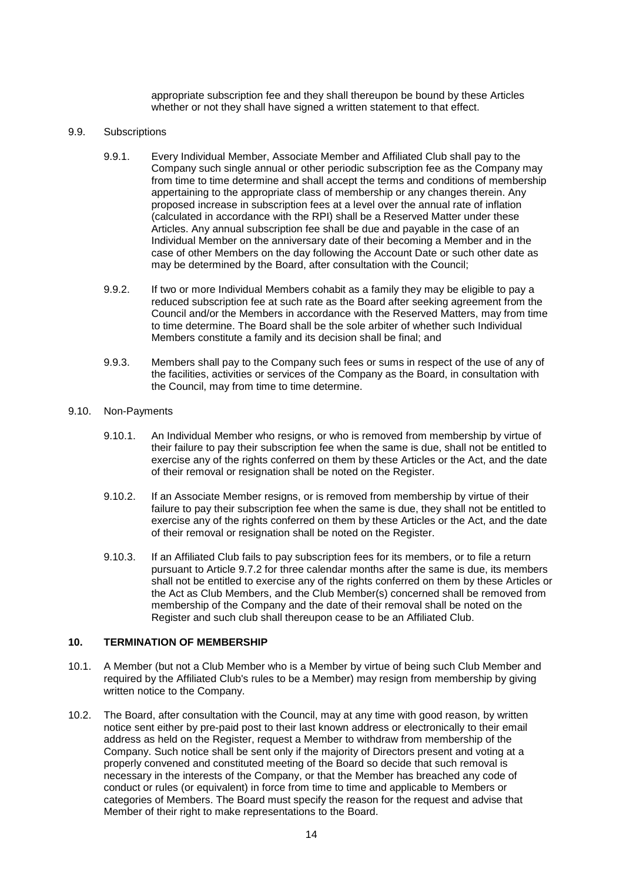appropriate subscription fee and they shall thereupon be bound by these Articles whether or not they shall have signed a written statement to that effect.

9.9. Subscriptions

9.9.1. Every Individual Member, Associate Member and Affiliated Club shall pay to the Company such single annual or other periodic subscription fee as the Company may from time to time determine and shall accept the terms and conditions of membership appertaining to the appropriate class of membership or any changes therein. Any proposed increase in subscription fees at a level over the annual rate of inflation (calculated in accordance with the RPI) shall be a Reserved Matter under these Articles. Any annual subscription fee shall be due and payable in the case of an Individual Member on the anniversary date of their becoming a Member and in the case of other Members on the day following the Account Date or such other date as may be determined by the Board, after consultation with the Council;

9.9.2. If two or more Individual Members cohabit as a family they may be eligible to pay a reduced subscription fee at such rate as the Board after seeking agreement from the Council and/or the Members in accordance with the Reserved Matters, may from time to time determine. The Board shall be the sole arbiter of whether such Individual Members constitute a family and its decision shall be final; and

9.9.3. Members shall pay to the Company such fees or sums in respect of the use of any of the facilities, activities or services of the Company as the Board, in consultation with the Council, may from time to time determine.

9.10. Non-Payments

9.10.1. An Individual Member who resigns, or who is removed from membership by virtue of their failure to pay their subscription fee when the same is due, shall not be entitled to exercise any of the rights conferred them by these Articles or the Act, and the date of their removal or resignation shall be noted on the Register.

9.10.2. If an Associate Member resigns, or is removed from membership by virtue of their failure to pay their subscription fee when the same is due, they shall not be entitled to exercise any of the rights conferred on them by these Articles or the Act, and the date of their removal or resignation shall be noted on the Register.

9.10.3. If an Affiliated Club fails to pay subscription fees for its members, or to file a return pursuant to Article 9.7.2 for three calendar months after the same is due, its members shall not be entitled to exercise any of the rights conferred on them by these Articles or the Act as Club Members, and the Club Member(s) concerned shall be removed from membership of the Company and the date of their removal shall be noted on the Register and such club shall thereupon cease to be an Affiliated Club.

## 10. TERMINATION OF MEMBERSHIP

10.1. A Member (but not a Club Member who is a Member by virtue of being such Club Member and required by the Affiliated Club's rules to be a Member) may resign from membership by giving written notice to the Company.

10.2. The Board, after consultation with the Council, may at any time with good reason, by written notice sent either by pre-paid post to their last known address or electronically to their email address as held on the Register, request a Member to withdraw from membership of the Company. Such notice shall be sent only if the majority of Directors present and voting at a properly convened and constituted meeting of the Board so decide that such removal is necessary in the interests of the Company, or that the Member has breached any code of conduct or rules (or equivalent) in force from time to time and applicable to Members or categories of Members. The Board must specify the reason for the request and advise that Member of their right to make representations to the Board.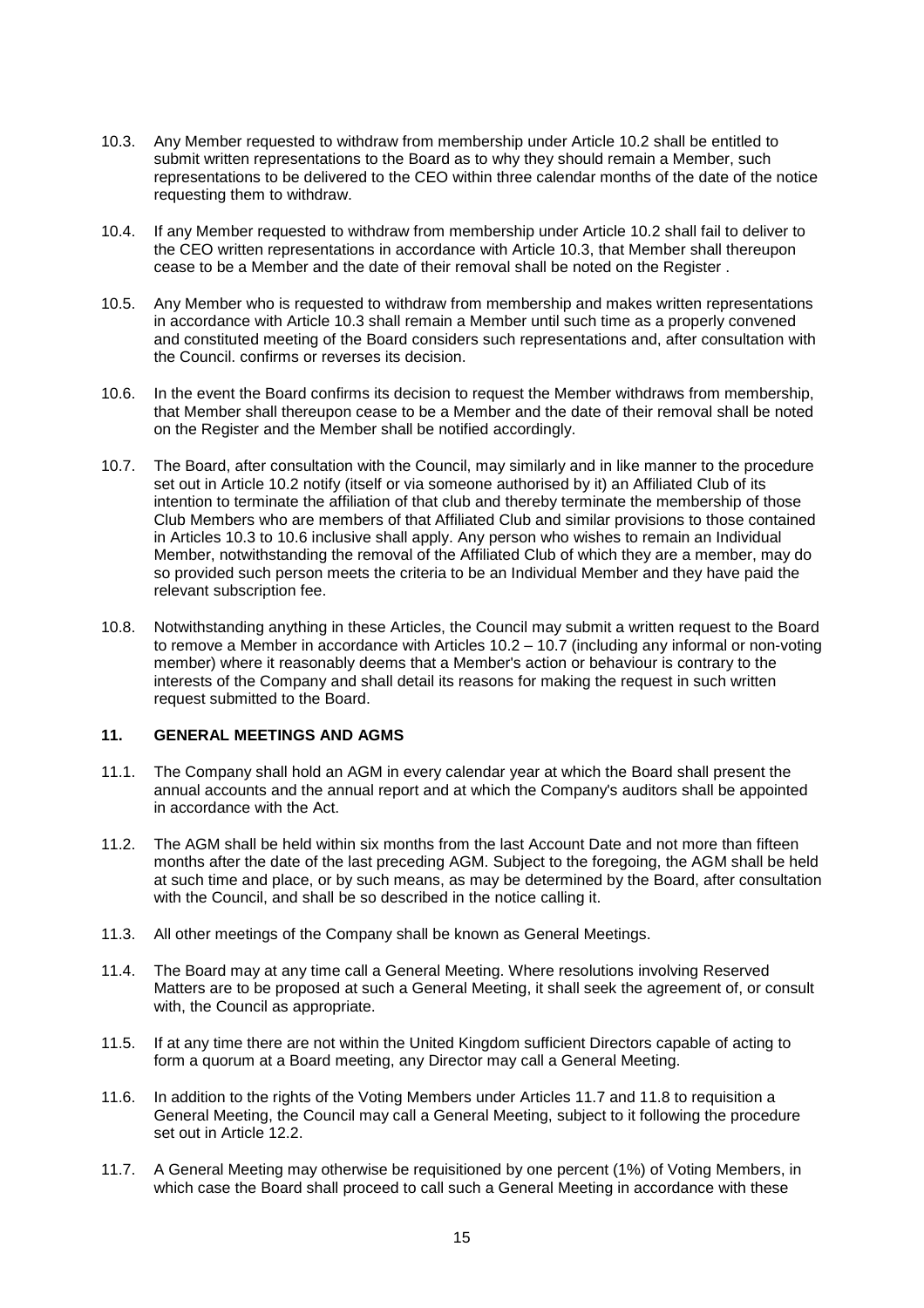10.3. Any Member requested to withdraw from membership under Article 10.2 shall be entitled to submit written representations to the Board as to why they should remain a Member, such representations to be delivered to the CEO within three calendar months of the date of the notice requesting them to withdraw.

10.4. If any Member requested to withdraw from membership under Article 10.2 shall fail to deliver to the CEO written representations in accordance with Article 10.3, that Member shall thereupon cease to be a Member and the date of their removal shall be noted on the Register .

10.5. Any Member who is requested to withdraw from membership and makes written representations in accordance with Article 10.3 shall remain a Member until such time as a properly convened and constituted meeting of the Board considers such representations and, after consultation with the Council. confirms or reverses its decision.

10.6. In the event the Board confirms its decision to request the Member withdraws from membership, that Member shall thereupon cease to be a Member and the date of their removal shall be noted on the Register and the Member shall be notified accordingly.

10.7. The Board, after consultation with the Council, may similarly and in like manner to the procedure set out in Article 10.2 notify (itself or via someone authorised by it) an Affiliated Club of its intention to terminate the affiliation of that club and thereby terminate the membership of those Club Members who are members of that Affiliated Club and similar provisions to those contained in Articles 10.3 to 10.6 inclusive shall apply. Any person who wishes to remain an Individual Member, notwithstanding the removal of the Affiliated Club of which they are a member, may do so provided such person meets the criteria to be an Individual Member and they have paid the relevant subscription fee.

10.8. Notwithstanding anything in these Articles, the Council may submit a written request to the Board to remove a Member in accordance with Articles 10.2 – 10.7 (including any informal or non-voting member) where it reasonably deems that a Member's action or behaviour is contrary to the interests of the Company and shall detail its reasons for making the request in such written request submitted to the Board.

## 11. GENERAL MEETINGS AND AGMS

11.1. The Company shall hold an AGM in every calendar year at which the Board shall present the annual accounts and the annual report and at which the Company's auditors shall be appointed in accordance with the Act.

11.2. The AGM shall be held within six months from the last Account Date and not more than fifteen months after the date of the last preceding AGM. Subject to the foregoing, the AGM shall be held at such time and place, or by such means, as may be determined by the Board, after consultation with the Council, and shall be so described in the notice calling it.

11.3. All other meetings of the Company shall be known as General Meetings.

11.4. The Board may at any time call a General Meeting. Where resolutions involving Reserved Matters are to be proposed at such a General Meeting, it shall seek the agreement of, or consult with, the Council as appropriate.

11.5. If at any time there are not within the United Kingdom sufficient Directors capable of acting to form a quorum at a Board meeting, any Director may call a General Meeting.

11.6. In addition to the rights of the Voting Members under Articles 11.7 and 11.8 to requisition a General Meeting, the Council may call a General Meeting, subject to it following the procedure set out in Article 12.2.

11.7. A General Meeting may otherwise be requisitioned by one percent (1%) of Voting Members, in which case the Board shall proceed to call such a General Meeting in accordance with these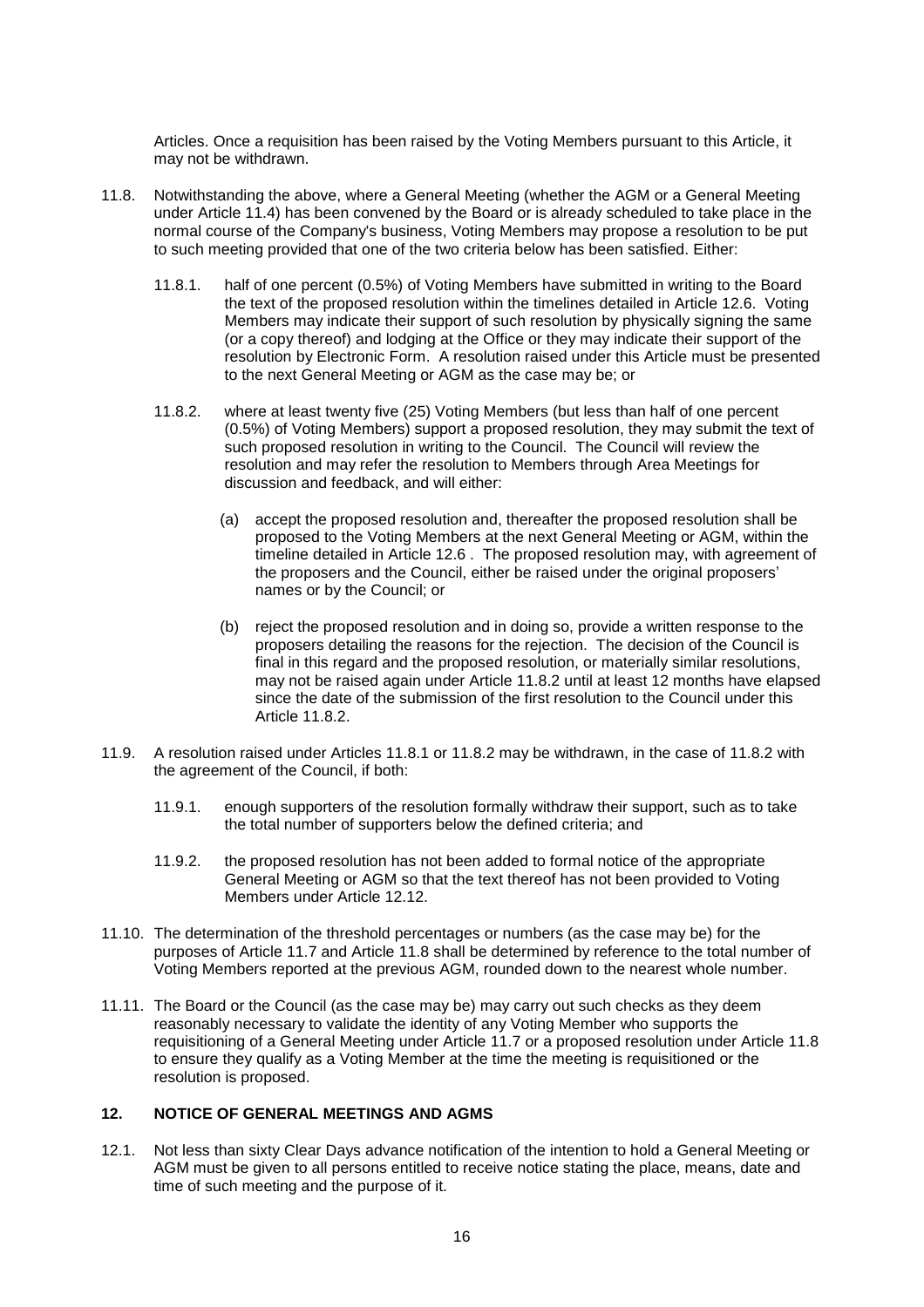Articles. Once a requisition has been raised by the Voting Members pursuant to this Article, it may not be withdrawn.

11.8. Notwithstanding the above, where a General Meeting (whether the AGM or a General Meeting under Article 11.4) has been convened by the Board or is already scheduled to take place in the normal course of the Company's business, Voting Members may propose a resolution to be put to such meeting provided that one of the two criteria below has been satisfied. Either:

11.8.1. half of one percent (0.5%) of Voting Members have submitted in writing to the Board the text of the proposed resolution within the timelines detailed in Article 12.6. Voting Members may indicate their support of such resolution by physically signing the same (or a copy thereof) and lodging at the Office or they may indicate their support of the resolution by Electronic Form. A resolution raised under this Article must be presented to the next General Meeting or AGM as the case may be; or

11.8.2. where at least twenty five (25) Voting Members (but less than half of one percent (0.5%) of Voting Members) support a proposed resolution, they may submit the text of such proposed resolution in writing to the Council. The Council will review the resolution and may refer the resolution to Members through Area Meetings for discussion and feedback, and will either:

(a) accept the proposed resolution and, thereafter the proposed resolution shall be proposed to the Voting Members at the next General Meeting or AGM, within the timeline detailed in Article 12.6 . The proposed resolution may, with agreement of the proposers and the Council, either be raised under the original proposers' names or by the Council; or

(b) reject the proposed resolution and in doing so, provide a written response to the proposers detailing the reasons for the rejection. The decision of the Council is final in this regard and the proposed resolution, or materially similar resolutions, may not be raised again under Article 11.8.2 until at least 12 months have elapsed since the date of the submission of the first resolution to the Council under this Article 11.8.2.

11.9. A resolution raised under Articles 11.8.1 or 11.8.2 may be withdrawn, in the case of 11.8.2 with the agreement of the Council, if both:

11.9.1. enough supporters of the resolution formally withdraw their support, such as to take the total number of supporters below the defined criteria; and

11.9.2. the proposed resolution has not been added to formal notice of the appropriate General Meeting or AGM so that the text thereof has not been provided to Voting Members under Article 12.12.

11.10. The determination of the threshold percentages or numbers (as the case may be) for the purposes of Article 11.7 and Article 11.8 shall be determined by reference to the total number of Voting Members reported at the previous AGM, rounded down to the nearest whole number.

11.11. The Board or the Council (as the case may be) may carry out such checks as they deem reasonably necessary to validate the identity of any Voting Member who supports the requisitioning of a General Meeting under Article 11.7 or a proposed resolution under Article 11.8 to ensure they qualify as a Voting Member at the time the meeting is requisitioned or the resolution is proposed.

## 12. NOTICE OF GENERAL MEETINGS AND AGMS

12.1. Not less than sixty Clear Days advance notification of the intention to hold a General Meeting or AGM must be given to all persons entitled to receive notice stating the place, means, date and time of such meeting and the purpose of it.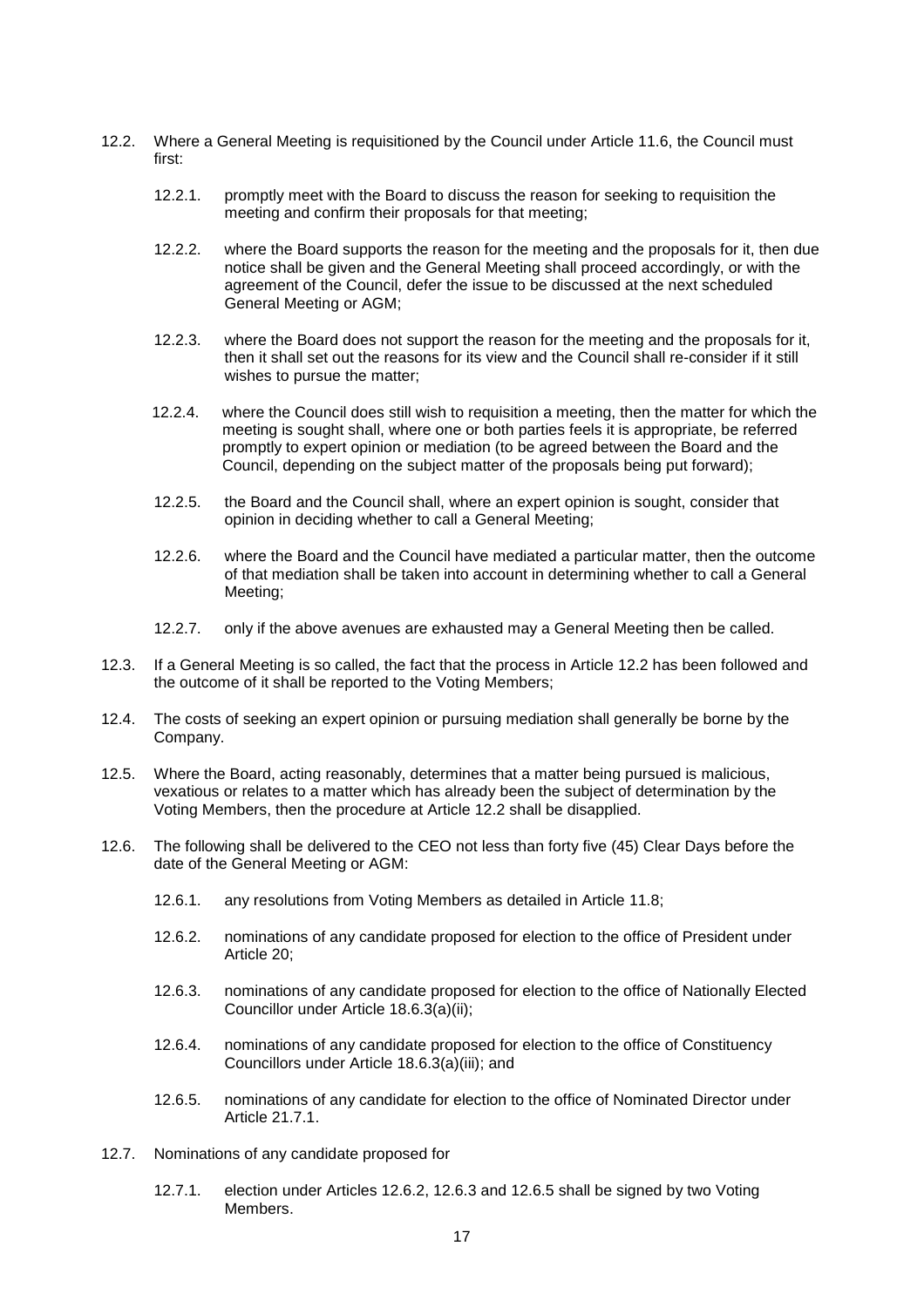12.2. Where a General Meeting is requisitioned by the Council under Article 11.6, the Council must first:

12.2.1. promptly meet with the Board to discuss the reason for seeking to requisition the meeting and confirm their proposals for that meeting;

12.2.2. where the Board supports the reason for the meeting and the proposals for it, then due notice shall be given and the General Meeting shall proceed accordingly, or with the agreement of the Council, defer the issue to be discussed at the next scheduled General Meeting or AGM;

12.2.3. where the Board does not support the reason for the meeting and the proposals for it, then it shall set out the reasons for its view and the Council shall re-consider if it still wishes to pursue the matter;

12.2.4. where the Council does still wish to requisition a meeting, then the matter for which the meeting is sought shall, where one or both parties feels it is appropriate, be referred promptly to expert opinion or mediation (to be agreed between the Board and the Council, depending on the subject matter of the proposals being put forward);

12.2.5. the Board and the Council shall, where an expert opinion is sought, consider that opinion in deciding whether to call a General Meeting;

12.2.6. where the Board and the Council have mediated a particular matter, then the outcome of that mediation shall be taken into account in determining whether to call a General Meeting;

12.2.7. only if the above avenues are exhausted may a General Meeting then be called.

12.3. If a General Meeting is so called, the fact that the process in Article 12.2 has been followed and the outcome of it shall be reported to the Voting Members;

12.4. The costs of seeking an expert opinion or pursuing mediation shall generally be borne by the Company.

12.5. Where the Board, acting reasonably, determines that a matter being pursued is malicious, vexatious or relates to a matter which has already been the subject of determination by the Voting Members, then the procedure at Article 12.2 shall be disapplied.

12.6. The following shall be delivered to the CEO not less than forty five (45) Clear Days before the date of the General Meeting or AGM:

12.6.1. any resolutions from Voting Members as detailed in Article 11.8;

12.6.2. nominations of any candidate proposed for election to the office of President under Article 20;

12.6.3. nominations of any candidate proposed for election to the office of Nationally Elected Councillor under Article 18.6.3(a)(ii);

12.6.4. nominations of any candidate proposed for election to the office of Constituency Councillors under Article 18.6.3(a)(iii); and

12.6.5. nominations of any candidate for election to the office of Nominated Director under Article 21.7.1.

12.7. Nominations of any candidate proposed for

12.7.1. election under Articles 12.6.2, 12.6.3 and 12.6.5 shall be signed by two Voting Members.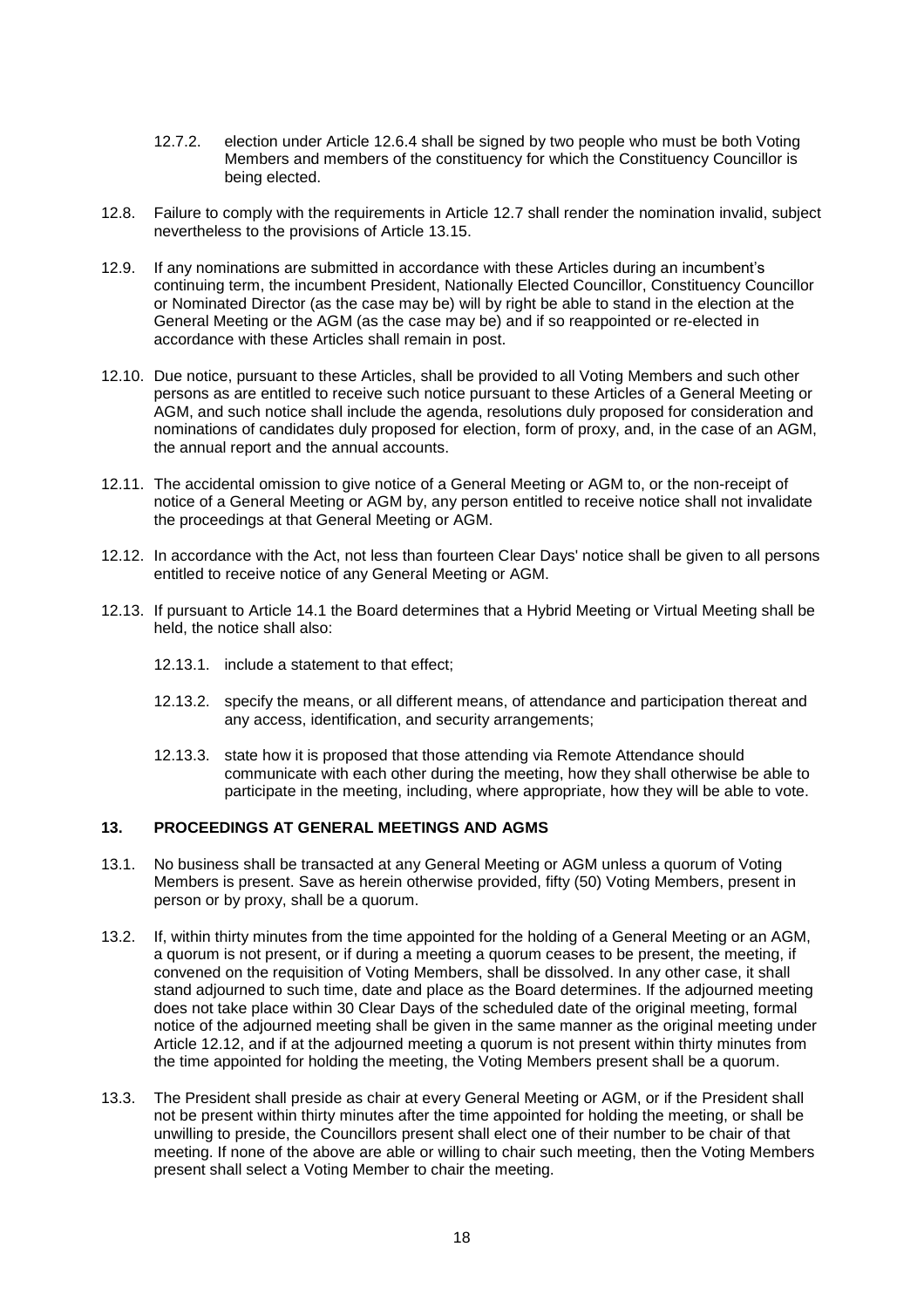12.7.2. election under Article 12.6.4 shall be signed by two people who must be both Voting Members and members of the constituency for which the Constituency Councillor is being elected.

12.8. Failure to comply with the requirements in Article 12.7 shall render the nomination invalid, subject nevertheless to the provisions of Article 13.15.

12.9. If any nominations are submitted in accordance with these Articles during an incumbent's continuing term, the incumbent President, Nationally Elected Councillor, Constituency Councillor or Nominated Director (as the case may be) will by right be able to stand in the election at the General Meeting or the AGM (as the case may be) and if so reappointed or re-elected in accordance with these Articles shall remain in post.

12.10. Due notice, pursuant to these Articles, shall be provided to all Voting Members and such other persons as are entitled to receive such notice pursuant to these Articles of a General Meeting or AGM, and such notice shall include the agenda, resolutions duly proposed for consideration and nominations of candidates duly proposed for election, form of proxy, and, in the case of an AGM, the annual report and the annual accounts.

12.11. The accidental omission to give notice of a General Meeting or AGM to, or the non-receipt of notice of a General Meeting or AGM by, any person entitled to receive notice shall not invalidate the proceedings at that General Meeting or AGM.

12.12. In accordance with the Act, not less than fourteen Clear Days' notice shall be given to all persons entitled to receive notice of any General Meeting or AGM.

12.13. If pursuant to Article 14.1 the Board determines that a Hybrid Meeting or Virtual Meeting shall be held, the notice shall also:

12.13.1. include a statement to that effect;

12.13.2. specify the means, or all different means, of attendance and participation thereat and any access, identification, and security arrangements;

12.13.3. state how it is proposed that those attending via Remote Attendance should communicate with each other during the meeting, how they shall otherwise be able to participate in the meeting, including, where appropriate, how they will be able to vote.

## 13. PROCEEDINGS AT GENERAL MEETINGS AND AGMS

13.1. No business shall be transacted at any General Meeting or AGM unless a quorum of Voting Members is present. Save as herein otherwise provided, fifty (50) Voting Members, present in person or by proxy, shall be a quorum.

13.2. If, within thirty minutes from the time appointed for the holding of a General Meeting or an AGM, a quorum is not present, or if during a meeting a quorum ceases to be present, the meeting, if convened on the requisition of Voting Members, shall be dissolved. In any other case, it shall stand adjourned to such time, date and place as the Board determines. If the adjourned meeting does not take place within 30 Clear Days of the scheduled date of the original meeting, formal notice of the adjourned meeting shall be given in the same manner as the original meeting under Article 12.12, and if at the adjourned meeting a quorum is not present within thirty minutes from the time appointed for holding the meeting, the Voting Members present shall be a quorum.

13.3. The President shall preside as chair at every General Meeting or AGM, or if the President shall not be present within thirty minutes after the time appointed for holding the meeting, or shall be unwilling to preside, the Councillors present shall elect one of their number to be chair of that meeting. If none of the above are able or willing to chair such meeting, then the Voting Members present shall select a Voting Member to chair the meeting.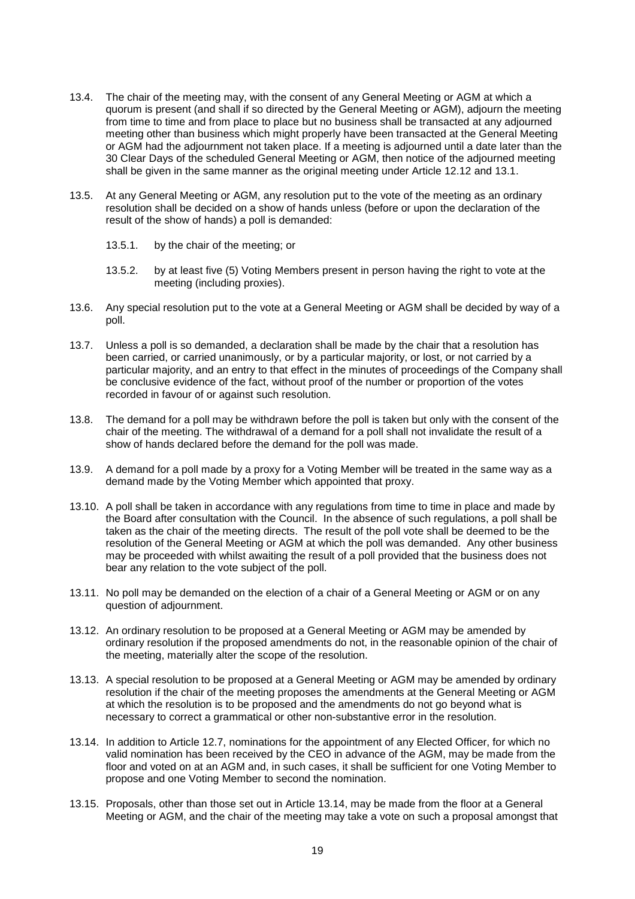13.4. The chair of the meeting may, with the consent of any General Meeting or AGM at which a quorum is present (and shall if so directed by the General Meeting or AGM), adjourn the meeting from time to time and from place to place but no business shall be transacted at any adjourned meeting other than business which might properly have been transacted at the General Meeting or AGM had the adjournment not taken place. If a meeting is adjourned until a date later than the 30 Clear Days of the scheduled General Meeting or AGM, then notice of the adjourned meeting shall be given in the same manner as the original meeting under Article 12.12 and 13.1.

13.5. At any General Meeting or AGM, any resolution put to the vote of the meeting as an ordinary resolution shall be decided on a show of hands unless (before or upon the declaration of the result of the show of hands) a poll is demanded:

13.5.1. by the chair of the meeting; or

13.5.2. by at least five (5) Voting Members present in person having the right to vote at the meeting (including proxies).

13.6. Any special resolution put to the vote at a General Meeting or AGM shall be decided by way of a poll.

13.7. Unless a poll is so demanded, a declaration shall be made by the chair that a resolution has been carried, or carried unanimously, or by a particular majority, or lost, or not carried by a particular majority, and an entry to that effect in the minutes of proceedings of the Company shall be conclusive evidence of the fact, without proof of the number or proportion of the votes recorded in favour of or against such resolution.

13.8. The demand for a poll may be withdrawn before the poll is taken but only with the consent of the chair of the meeting. The withdrawal of a demand for a poll shall not invalidate the result of a show of hands declared before the demand for the poll was made.

13.9. A demand for a poll made by a proxy for a Voting Member will be treated in the same way as a demand made by the Voting Member which appointed that proxy.

13.10. A poll shall be taken in accordance with any regulations from time to time in place and made by the Board after consultation with the Council. In the absence of such regulations, a poll shall be taken as the chair of the meeting directs. The result of the poll vote shall be deemed to be the resolution of the General Meeting or AGM at which the poll was demanded. Any other business may be proceeded with whilst awaiting the result of a poll provided that the business does not bear any relation to the vote subject of the poll.

13.11. No poll may be demanded on the election of a chair of a General Meeting or AGM or on any question of adjournment.

13.12. An ordinary resolution to be proposed at a General Meeting or AGM may be amended by ordinary resolution if the proposed amendments do not, in the reasonable opinion of the chair of the meeting, materially alter the scope of the resolution.

13.13. A special resolution to be proposed at a General Meeting or AGM may be amended by ordinary resolution if the chair of the meeting proposes the amendments at the General Meeting or AGM at which the resolution is to be proposed and the amendments do not go beyond what is necessary to correct a grammatical or other non-substantive error in the resolution.

13.14. In addition to Article 12.7, nominations for the appointment of any Elected Officer, for which no valid nomination has been received by the CEO in advance of the AGM, may be made from the floor and voted on at an AGM and, in such cases, it shall be sufficient for one Voting Member to propose and one Voting Member to second the nomination.

13.15. Proposals, other than those set out in Article 13.14, may be made from the floor at a General Meeting or AGM, and the chair of the meeting may take a vote on such a proposal amongst that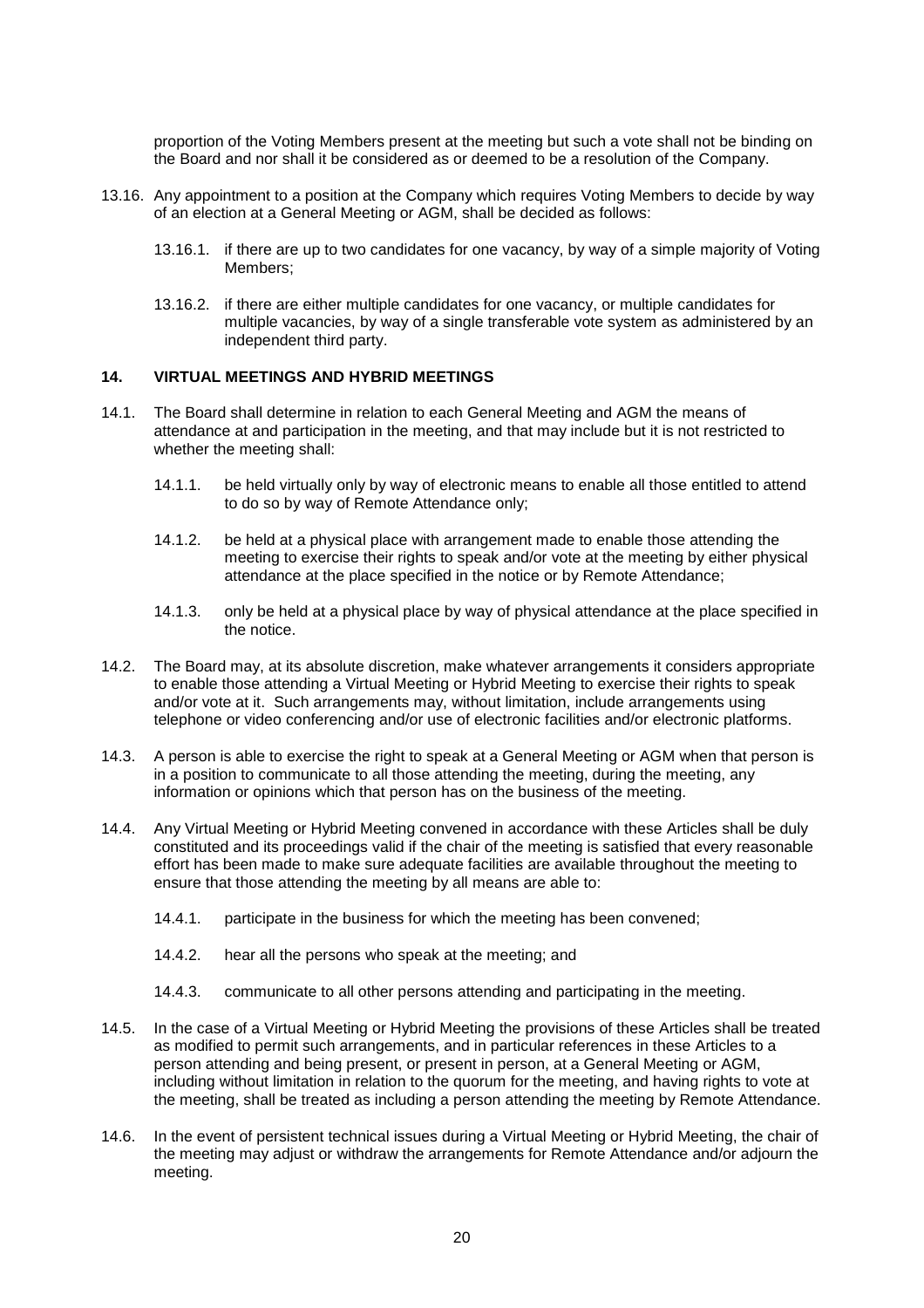proportion of the Voting Members present at the meeting but such a vote shall not be binding on the Board and nor shall it be considered as or deemed to be a resolution of the Company.

13.16. Any appointment to a position at the Company which requires Voting Members to decide by way of an election at a General Meeting or AGM, shall be decided as follows:

13.16.1. if there are up to two candidates for one vacancy, by way of a simple majority of Voting Members;

13.16.2. if there are either multiple candidates for one vacancy, or multiple candidates for multiple vacancies, by way of a single transferable vote system as administered by an independent third party.

## 14. VIRTUAL MEETINGS AND HYBRID MEETINGS

14.1. The Board shall determine in relation to each General Meeting and AGM the means of attendance at and participation in the meeting, and that may include but it is not restricted to whether the meeting shall:

14.1.1. be held virtually only by way of electronic means to enable all those entitled to attend to do so by way of Remote Attendance only;

14.1.2. be held at a physical place with arrangement made to enable those attending the meeting to exercise their rights to speak and/or vote at the meeting by either physical attendance at the place specified in the notice or by Remote Attendance;

14.1.3. only be held at a physical place by way of physical attendance at the place specified in the notice.

14.2. The Board may, at its absolute discretion, make whatever arrangements it considers appropriate to enable those attending a Virtual Meeting or Hybrid Meeting to exercise their rights to speak and/or vote at it. Such arrangements may, without limitation, include arrangements using telephone or video conferencing and/or use of electronic facilities and/or electronic platforms.

14.3. A person is able to exercise the right to speak at a General Meeting or AGM when that person is in a position to communicate to all those attending the meeting, during the meeting, any information or opinions which that person has on the business of the meeting.

14.4. Any Virtual Meeting or Hybrid Meeting convened in accordance with these Articles shall be duly constituted and its proceedings valid if the chair of the meeting is satisfied that every reasonable effort has been made to make sure adequate facilities are available throughout the meeting to ensure that those attending the meeting by all means are able to:

14.4.1. participate in the business for which the meeting has been convened;

14.4.2. hear all the persons who speak at the meeting; and

14.4.3. communicate to all other persons attending and participating in the meeting.

14.5. In the case of a Virtual Meeting or Hybrid Meeting the provisions of these Articles shall be treated as modified to permit such arrangements, and in particular references in these Articles to a person attending and being present, or present in person, at a General Meeting or AGM, including without limitation in relation to the quorum for the meeting, and having rights to vote at the meeting, shall be treated as including a person attending the meeting by Remote Attendance.

14.6. In the event of persistent technical issues during a Virtual Meeting or Hybrid Meeting, the chair of the meeting may adjust or withdraw the arrangements for Remote Attendance and/or adjourn the meeting.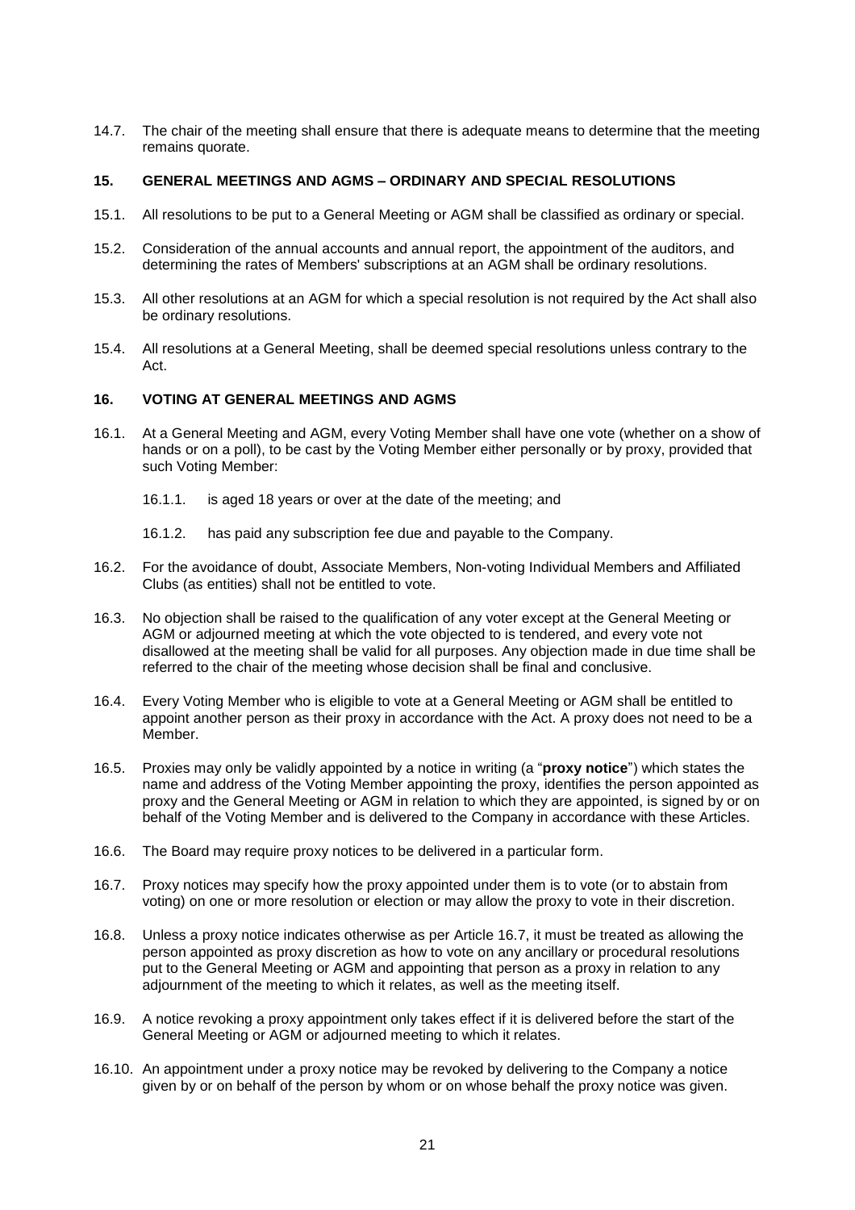14.7. The chair of the meeting shall ensure that there is adequate means to determine that the meeting remains quorate.

## 15. GENERAL MEETINGS AND AGMS – ORDINARY AND SPECIAL RESOLUTIONS

15.1. All resolutions to be put to a General Meeting or AGM shall be classified as ordinary or special.

15.2. Consideration of the annual accounts and annual report, the appointment of the auditors, and determining the rates of Members' subscriptions at an AGM shall be ordinary resolutions.

15.3. All other resolutions at an AGM for which a special resolution is not required by the Act shall also be ordinary resolutions.

15.4. All resolutions at a General Meeting, shall be deemed special resolutions unless contrary to the Act.

## 16. VOTING AT GENERAL MEETINGS AND AGMS

16.1. At a General Meeting and AGM, every Voting Member shall have one vote (whether on a show of hands or on a poll), to be cast by the Voting Member either personally or by proxy, provided that such Voting Member:

16.1.1. is aged 18 years or over at the date of the meeting; and

16.1.2. has paid any subscription fee due and payable to the Company.

16.2. For the avoidance of doubt, Associate Members, Non-voting Individual Members and Affiliated Clubs (as entities) shall not be entitled to vote.

16.3. No objection shall be raised to the qualification of any voter except at the General Meeting or AGM or adjourned meeting at which the vote objected to is tendered, and every vote not disallowed at the meeting shall be valid for all purposes. Any objection made in due time shall be referred to the chair of the meeting whose decision shall be final and conclusive.

16.4. Every Voting Member who is eligible to vote at a General Meeting or AGM shall be entitled to appoint another person as their proxy in accordance with the Act. A proxy does not need to be a Member.

16.5. Proxies may only be validly appointed by a notice in writing (a "**proxy notice**") which states the name and address of the Voting Member appointing the proxy, identifies the person appointed as proxy and the General Meeting or AGM in relation to which they are appointed, is signed by or on behalf of the Voting Member and is delivered to the Company in accordance with these Articles.

16.6. The Board may require proxy notices to be delivered in a particular form.

16.7. Proxy notices may specify how the proxy appointed under them is to vote (or to abstain from voting) on one or more resolution or election or may allow the proxy to vote in their discretion.

16.8. Unless a proxy notice indicates otherwise as per Article 16.7, it must be treated as allowing the person appointed as proxy discretion as how to vote on any ancillary or procedural resolutions put to the General Meeting or AGM and appointing that person as a proxy in relation to any adjournment of the meeting to which it relates, as well as the meeting itself.

16.9. A notice revoking a proxy appointment only takes effect if it is delivered before the start of the General Meeting or AGM or adjourned meeting to which it relates.

16.10. An appointment under a proxy notice may be revoked by delivering to the Company a notice given by or on behalf of the person by whom or on whose behalf the proxy notice was given.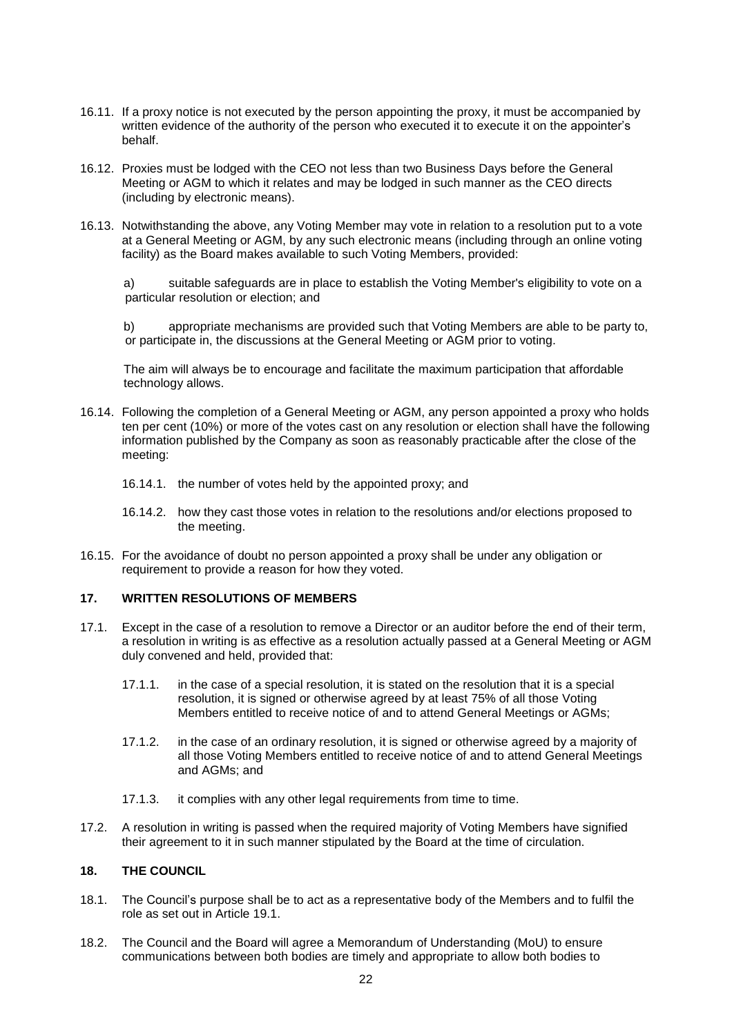16.11. If a proxy notice is not executed by the person appointing the proxy, it must be accompanied by written evidence of the authority of the person who executed it to execute it on the appointer's behalf.

16.12. Proxies must be lodged with the CEO not less than two Business Days before the General Meeting or AGM to which it relates and may be lodged in such manner as the CEO directs (including by electronic means).

16.13. Notwithstanding the above, any Voting Member may vote in relation to a resolution put to a vote at a General Meeting or AGM, by any such electronic means (including through an online voting facility) as the Board makes available to such Voting Members, provided:

a) suitable safeguards are in place to establish the Voting Member's eligibility to vote on a particular resolution or election; and

b) appropriate mechanisms are provided such that Voting Members are able to be party to, or participate in, the discussions at the General Meeting or AGM prior to voting.

The aim will always be to encourage and facilitate the maximum participation that affordable technology allows.

16.14. Following the completion of a General Meeting or AGM, any person appointed a proxy who holds ten per cent (10%) or more of the votes cast on any resolution or election shall have the following information published by the Company as soon as reasonably practicable after the close of the meeting:

16.14.1. the number of votes held by the appointed proxy; and

16.14.2. how they cast those votes in relation to the resolutions and/or elections proposed to the meeting.

16.15. For the avoidance of doubt no person appointed a proxy shall be under any obligation or requirement to provide a reason for how they voted.

## 17. WRITTEN RESOLUTIONS OF MEMBERS

17.1. Except in the case of a resolution to remove a Director or an auditor before the end of their term, a resolution in writing is as effective as a resolution actually passed at a General Meeting or AGM duly convened and held, provided that:

17.1.1. in the case of a special resolution, it is stated on the resolution that it is a special resolution, it is signed or otherwise agreed by at least 75% of all those Voting Members entitled to receive notice of and to attend General Meetings or AGMs;

17.1.2. in the case of an ordinary resolution, it is signed or otherwise agreed by a majority of all those Voting Members entitled to receive notice of and to attend General Meetings and AGMs; and

17.1.3. it complies with any other legal requirements from time to time.

17.2. A resolution in writing is passed when the required majority of Voting Members have signified their agreement to it in such manner stipulated by the Board at the time of circulation.

## 18. THE COUNCIL

18.1. The Council's purpose shall be to act as a representative body of the Members and to fulfil the role as set out in Article 19.1.

18.2. The Council and the Board will agree a Memorandum of Understanding (MoU) to ensure communications between both bodies are timely and appropriate to allow both bodies to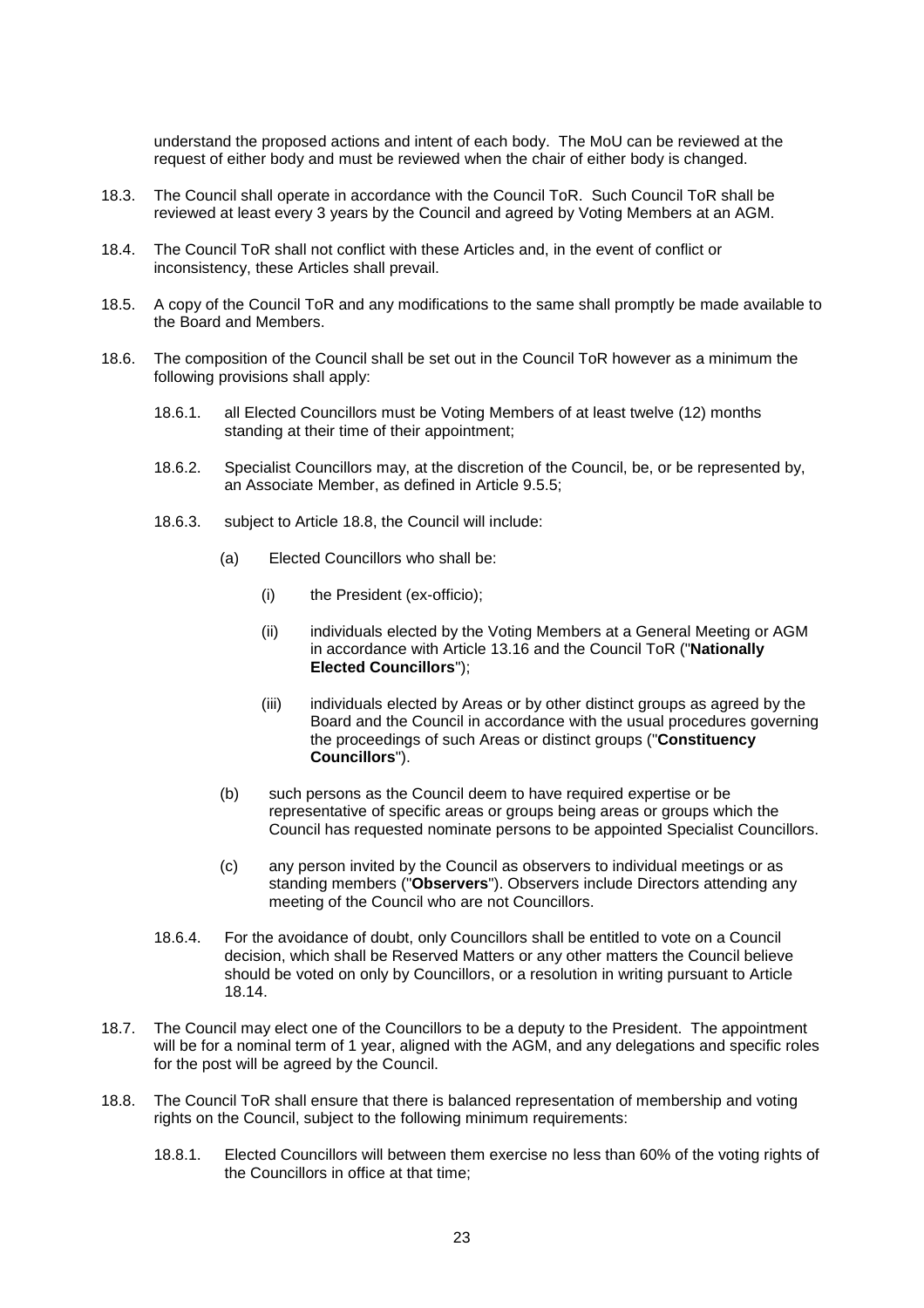understand the proposed actions and intent of each body. The MoU can be reviewed at the request of either body and must be reviewed when the chair of either body is changed.

18.3. The Council shall operate in accordance with the Council ToR. Such Council ToR shall be reviewed at least every 3 years by the Council and agreed by Voting Members at an AGM.

18.4. The Council ToR shall not conflict with these Articles and, in the event of conflict or inconsistency, these Articles shall prevail.

18.5. A copy of the Council ToR and any modifications to the same shall promptly be made available to the Board and Members.

18.6. The composition of the Council shall be set out in the Council ToR however as a minimum the following provisions shall apply:

18.6.1. all Elected Councillors must be Voting Members of at least twelve (12) months standing at their time of their appointment;

18.6.2. Specialist Councillors may, at the discretion of the Council, be, or be represented by, an Associate Member, as defined in Article 9.5.5;

18.6.3. subject to Article 18.8, the Council will include:

(a) Elected Councillors who shall be:

(i) the President (ex-officio);

(ii) individuals elected by the Voting Members at a General Meeting or AGM in accordance with Article 13.16 and the Council ToR ("**Nationally Elected Councillors**");

(iii) individuals elected by Areas or by other distinct groups as agreed by the Board and the Council in accordance with the usual procedures governing the proceedings of such Areas or distinct groups ("**Constituency Councillors**").

(b) such persons as the Council deem to have required expertise or be representative of specific areas or groups being areas or groups which the Council has requested nominate persons to be appointed Specialist Councillors.

(c) any person invited by the Council as observers to individual meetings or as standing members ("**Observers**"). Observers include Directors attending any meeting of the Council who are not Councillors.

18.6.4. For the avoidance of doubt, only Councillors shall be entitled to vote on a Council decision, which shall be Reserved Matters or any other matters the Council believe should be voted on only by Councillors, or a resolution in writing pursuant to Article 18.14.

18.7. The Council may elect one of the Councillors to be a deputy to the President. The appointment will be for a nominal term of 1 year, aligned with the AGM, and any delegations and specific roles for the post will be agreed by the Council.

18.8. The Council ToR shall ensure that there is balanced representation of membership and voting rights on the Council, subject to the following minimum requirements:

18.8.1. Elected Councillors will between them exercise no less than 60% of the voting rights of the Councillors in office at that time;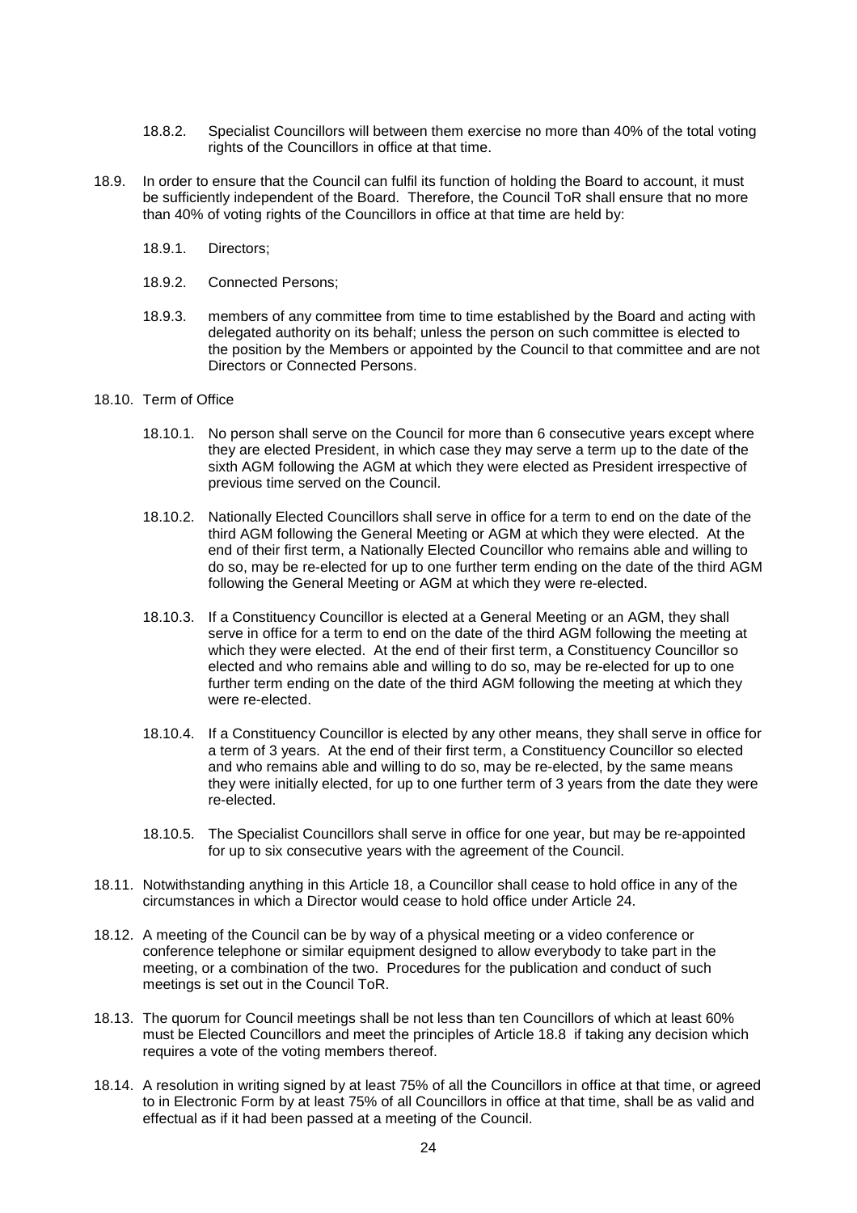18.8.2. Specialist Councillors will between them exercise no more than 40% of the total voting rights of the Councillors in office at that time.

18.9. In order to ensure that the Council can fulfil its function of holding the Board to account, it must be sufficiently independent of the Board. Therefore, the Council ToR shall ensure that no more than 40% of voting rights of the Councillors in office at that time are held by:

18.9.1. Directors;

18.9.2. Connected Persons;

18.9.3. members of any committee from time to time established by the Board and acting with delegated authority on its behalf; unless the person on such committee is elected to the position by the Members or appointed by the Council to that committee and are not Directors or Connected Persons.

18.10. Term of Office

18.10.1. No person shall serve on the Council for more than 6 consecutive years except where they are elected President, in which case they may serve a term up to the date of the sixth AGM following the AGM at which they were elected as President irrespective of previous time served on the Council.

18.10.2. Nationally Elected Councillors shall serve in office for a term to end on the date of the third AGM following the General Meeting or AGM at which they were elected. At the end of their first term, a Nationally Elected Councillor who remains able and willing to do so, may be re-elected for up to one further term ending on the date of the third AGM following the General Meeting or AGM at which they were re-elected.

18.10.3. If a Constituency Councillor is elected at a General Meeting or an AGM, they shall serve in office for a term to end on the date of the third AGM following the meeting at which they were elected. At the end of their first term, a Constituency Councillor so elected and who remains able and willing to do so, may be re-elected for up to one further term ending on the date of the third AGM following the meeting at which they were re-elected.

18.10.4. If a Constituency Councillor is elected by any other means, they shall serve in office for a term of 3 years. At the end of their first term, a Constituency Councillor so elected and who remains able and willing to do so, may be re-elected, by the same means they were initially elected, for up to one further term of 3 years from the date they were re-elected.

18.10.5. The Specialist Councillors shall serve in office for one year, but may be re-appointed for up to six consecutive years with the agreement of the Council.

18.11. Notwithstanding anything in this Article 18, a Councillor shall cease to hold office in any of the circumstances in which a Director would cease to hold office under Article 24.

18.12. A meeting of the Council can be by way of a physical meeting or a video conference or conference telephone or similar equipment designed to allow everybody to take part in the meeting, or a combination of the two. Procedures for the publication and conduct of such meetings is set out in the Council ToR.

18.13. The quorum for Council meetings shall be not less than ten Councillors of which at least 60% must be Elected Councillors and meet the principles of Article 18.8 if taking any decision which requires a vote of the voting members thereof.

18.14. A resolution in writing signed by at least 75% of all the Councillors in office at that time, or agreed to in Electronic Form by at least 75% of all Councillors in office at that time, shall be as valid and effectual as if it had been passed at a meeting of the Council.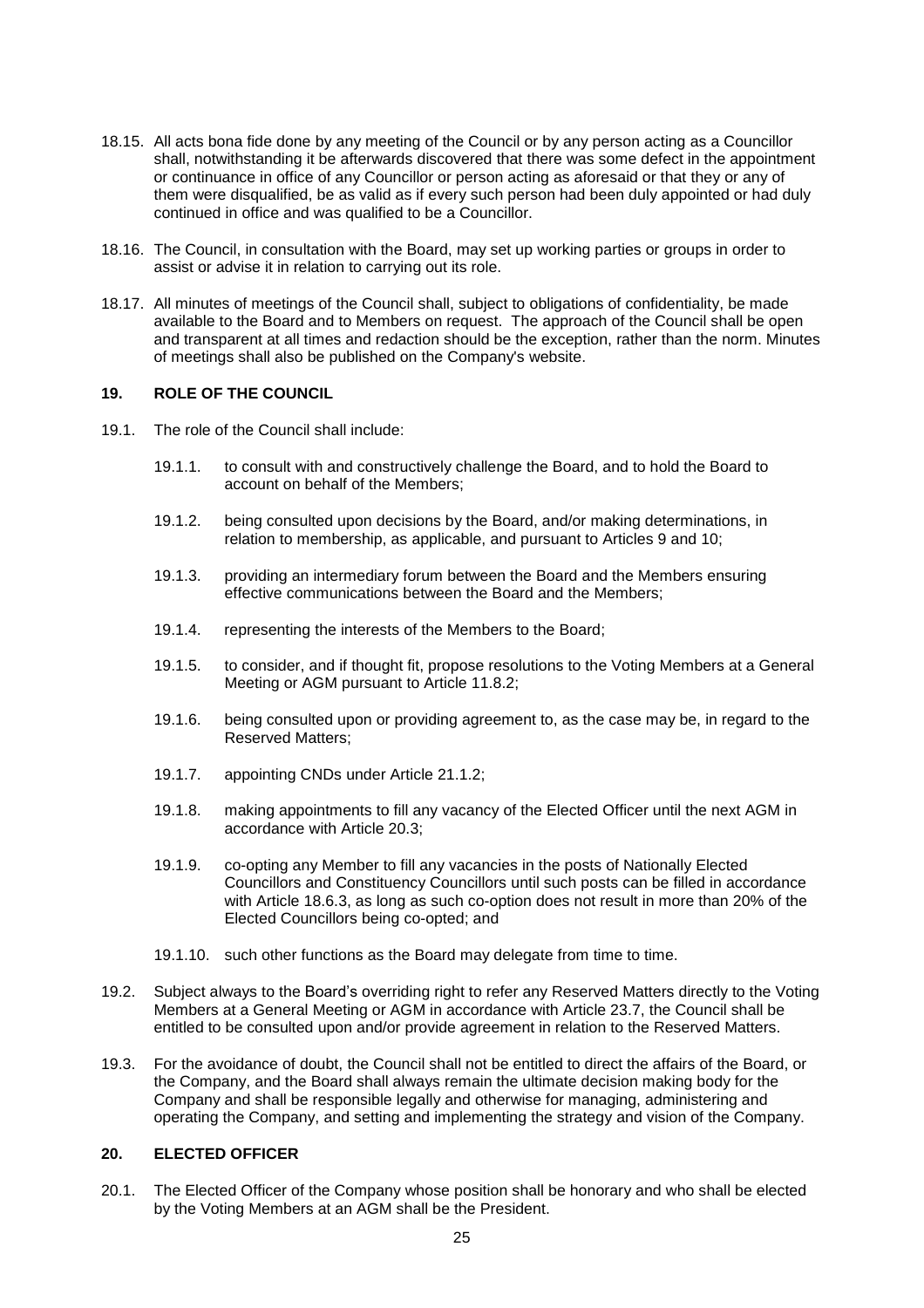18.15. All acts bona fide done by any meeting of the Council or by any person acting as a Councillor shall, notwithstanding it be afterwards discovered that there was some defect in the appointment or continuance in office of any Councillor or person acting as aforesaid or that they or any of them were disqualified, be as valid as if every such person had been duly appointed or had duly continued in office and was qualified to be a Councillor.

18.16. The Council, in consultation with the Board, may set up working parties or groups in order to assist or advise it in relation to carrying out its role.

18.17. All minutes of meetings of the Council shall, subject to obligations of confidentiality, be made available to the Board and to Members on request. The approach of the Council shall be open and transparent at all times and redaction should be the exception, rather than the norm. Minutes of meetings shall also be published on the Company's website.

## 19. ROLE OF THE COUNCIL

19.1. The role of the Council shall include:

19.1.1. to consult with and constructively challenge the Board, and to hold the Board to account on behalf of the Members;

19.1.2. being consulted upon decisions by the Board, and/or making determinations, in relation to membership, as applicable, and pursuant to Articles 9 and 10;

19.1.3. providing an intermediary forum between the Board and the Members ensuring effective communications between the Board and the Members;

19.1.4. representing the interests of the Members to the Board;

19.1.5. to consider, and if thought fit, propose resolutions to the Voting Members at a General Meeting or AGM pursuant to Article 11.8.2;

19.1.6. being consulted upon or providing agreement to, as the case may be, in regard to the Reserved Matters;

19.1.7. appointing CNDs under Article 21.1.2;

19.1.8. making appointments to fill any vacancy of the Elected Officer until the next AGM in accordance with Article 20.3;

19.1.9. co-opting any Member to fill any vacancies in the posts of Nationally Elected Councillors and Constituency Councillors until such posts can be filled in accordance with Article 18.6.3, as long as such co-option does not result in more than 20% of the Elected Councillors being co-opted; and

19.1.10. such other functions as the Board may delegate from time to time.

19.2. Subject always to the Board's overriding right to refer any Reserved Matters directly to the Voting Members at a General Meeting or AGM in accordance with Article 23.7, the Council shall be entitled to be consulted upon and/or provide agreement in relation to the Reserved Matters.

19.3. For the avoidance of doubt, the Council shall not be entitled to direct the affairs of the Board, or the Company, and the Board shall always remain the ultimate decision making body for the Company and shall be responsible legally and otherwise for managing, administering and operating the Company, and setting and implementing the strategy and vision of the Company.

## 20. ELECTED OFFICER

20.1. The Elected Officer of the Company whose position shall be honorary and who shall be elected by the Voting Members at an AGM shall be the President.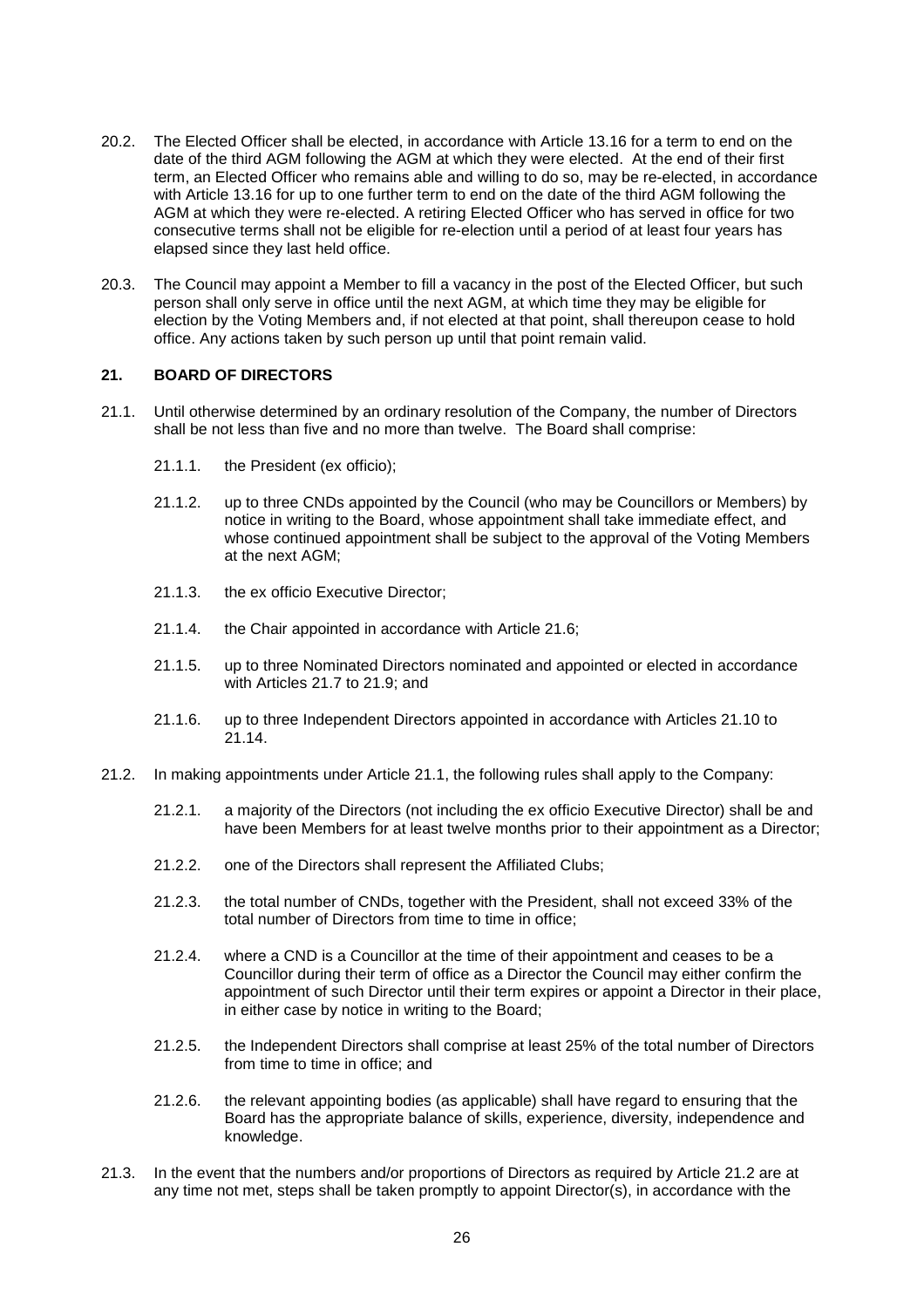20.2. The Elected Officer shall be elected, in accordance with Article 13.16 for a term to end on the date of the third AGM following the AGM at which they were elected. At the end of their first term, an Elected Officer who remains able and willing to do so, may be re-elected, in accordance with Article 13.16 for up to one further term to end on the date of the third AGM following the AGM at which they were re-elected. A retiring Elected Officer who has served in office for two consecutive terms shall not be eligible for re-election until a period of at least four years has elapsed since they last held office.

20.3. The Council may appoint a Member to fill a vacancy in the post of the Elected Officer, but such person shall only serve in office until the next AGM, at which time they may be eligible for election by the Voting Members and, if not elected at that point, shall thereupon cease to hold office. Any actions taken by such person up until that point remain valid.

## 21. BOARD OF DIRECTORS

21.1. Until otherwise determined by an ordinary resolution of the Company, the number of Directors shall be not less than five and no more than twelve. The Board shall comprise:

21.1.1. the President (ex officio);

21.1.2. up to three CNDs appointed by the Council (who may be Councillors or Members) by notice in writing to the Board, whose appointment shall take immediate effect, and whose continued appointment shall be subject to the approval of the Voting Members at the next AGM;

21.1.3. the ex officio Executive Director;

21.1.4. the Chair appointed in accordance with Article 21.6;

21.1.5. up to three Nominated Directors nominated and appointed or elected in accordance with Articles 21.7 to 21.9; and

21.1.6. up to three Independent Directors appointed in accordance with Articles 21.10 to 21.14.

21.2. In making appointments under Article 21.1, the following rules shall apply to the Company:

21.2.1. a majority of the Directors (not including the ex officio Executive Director) shall be and have been Members for at least twelve months prior to their appointment as a Director;

21.2.2. one of the Directors shall represent the Affiliated Clubs;

21.2.3. the total number of CNDs, together with the President, shall not exceed 33% of the total number of Directors from time to time in office;

21.2.4. where a CND is a Councillor at the time of their appointment and ceases to be a Councillor during their term of office as a Director the Council may either confirm the appointment of such Director until their term expires or appoint a Director in their place, in either case by notice in writing to the Board;

21.2.5. the Independent Directors shall comprise at least 25% of the total number of Directors from time to time in office; and

21.2.6. the relevant appointing bodies (as applicable) shall have regard to ensuring that the Board has the appropriate balance of skills, experience, diversity, independence and knowledge.

21.3. In the event that the numbers and/or proportions of Directors as required by Article 21.2 are at any time not met, steps shall be taken promptly to appoint Director(s), in accordance with the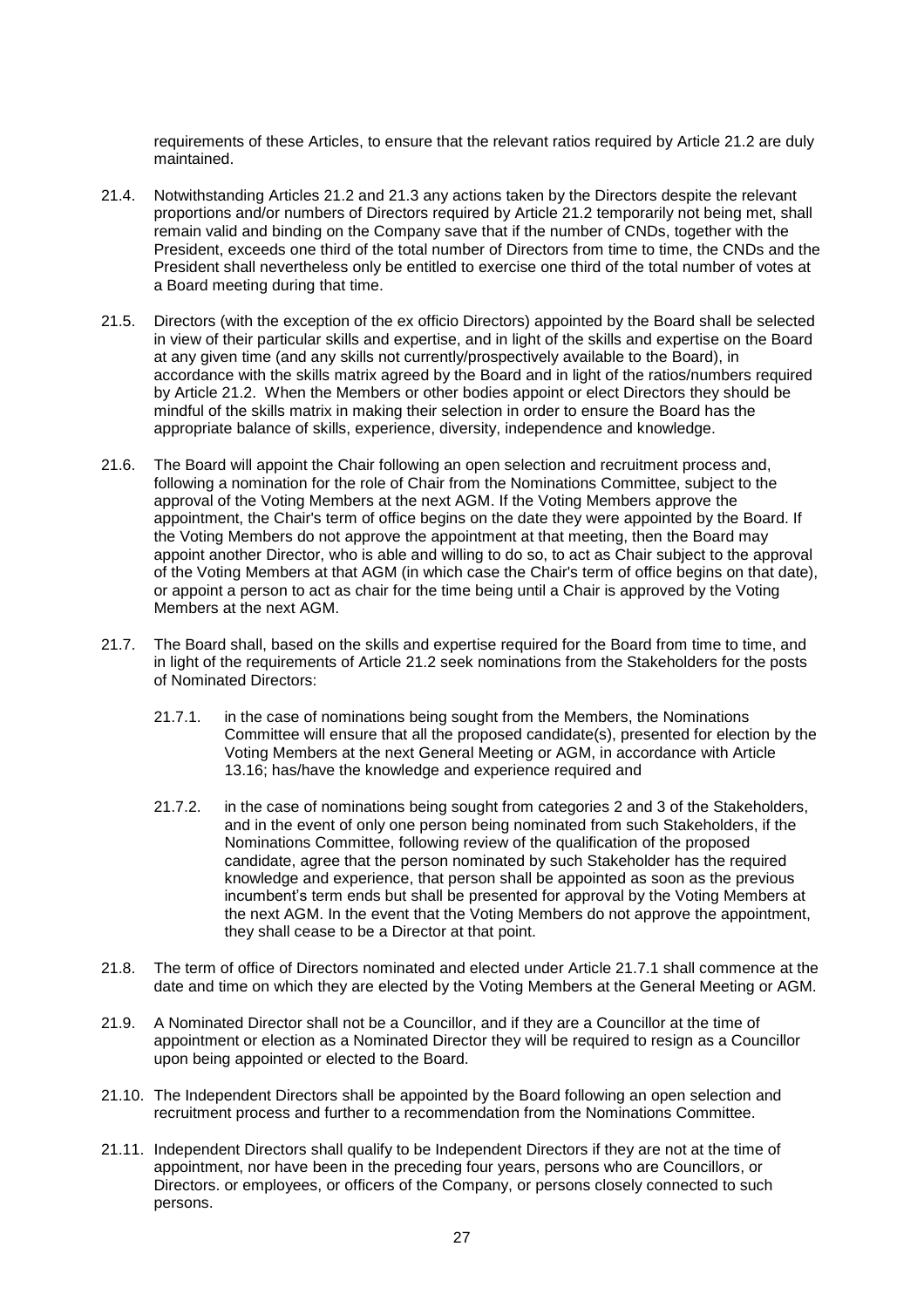requirements of these Articles, to ensure that the relevant ratios required by Article 21.2 are duly maintained.

21.4. Notwithstanding Articles 21.2 and 21.3 any actions taken by the Directors despite the relevant proportions and/or numbers of Directors required by Article 21.2 temporarily not being met, shall remain valid and binding on the Company save that if the number of CNDs, together with the President, exceeds one third of the total number of Directors from time to time, the CNDs and the President shall nevertheless only be entitled to exercise one third of the total number of votes at a Board meeting during that time.

21.5. Directors (with the exception of the ex officio Directors) appointed by the Board shall be selected in view of their particular skills and expertise, and in light of the skills and expertise on the Board at any given time (and any skills not currently/prospectively available to the Board), in accordance with the skills matrix agreed by the Board and in light of the ratios/numbers required by Article 21.2. When the Members or other bodies appoint or elect Directors they should be mindful of the skills matrix in making their selection in order to ensure the Board has the appropriate balance of skills, experience, diversity, independence and knowledge.

21.6. The Board will appoint the Chair following an open selection and recruitment process and, following a nomination for the role of Chair from the Nominations Committee, subject to the approval of the Voting Members at the next AGM. If the Voting Members approve the appointment, the Chair's term of office begins on the date they were appointed by the Board. If the Voting Members do not approve the appointment at that meeting, then the Board may appoint another Director, who is able and willing to do so, to act as Chair subject to the approval of the Voting Members at that AGM (in which case the Chair's term of office begins on that date), or appoint a person to act as chair for the time being until a Chair is approved by the Voting Members at the next AGM.

21.7. The Board shall, based on the skills and expertise required for the Board from time to time, and in light of the requirements of Article 21.2 seek nominations from the Stakeholders for the posts of Nominated Directors:

21.7.1. in the case of nominations being sought from the Members, the Nominations Committee will ensure that all the proposed candidate(s), presented for election by the Voting Members at the next General Meeting or AGM, in accordance with Article 13.16; has/have the knowledge and experience required and

21.7.2. in the case of nominations being sought from categories 2 and 3 of the Stakeholders, and in the event of only one person being nominated from such Stakeholders, if the Nominations Committee, following review of the qualification of the proposed candidate, agree that the person nominated by such Stakeholder has the required knowledge and experience, that person shall be appointed as soon as the previous incumbent's term ends but shall be presented for approval by the Voting Members at the next AGM. In the event that the Voting Members do not approve the appointment, they shall cease to be a Director at that point.

21.8. The term of office of Directors nominated and elected under Article 21.7.1 shall commence at the date and time on which they are elected by the Voting Members at the General Meeting or AGM.

21.9. A Nominated Director shall not be a Councillor, and if they are a Councillor at the time of appointment or election as a Nominated Director they will be required to resign as a Councillor upon being appointed or elected to the Board.

21.10. The Independent Directors shall be appointed by the Board following an open selection and recruitment process and further to a recommendation from the Nominations Committee.

21.11. Independent Directors shall qualify to be Independent Directors if they are not at the time of appointment, nor have been in the preceding four years, persons who are Councillors, or Directors. or employees, or officers of the Company, or persons closely connected to such persons.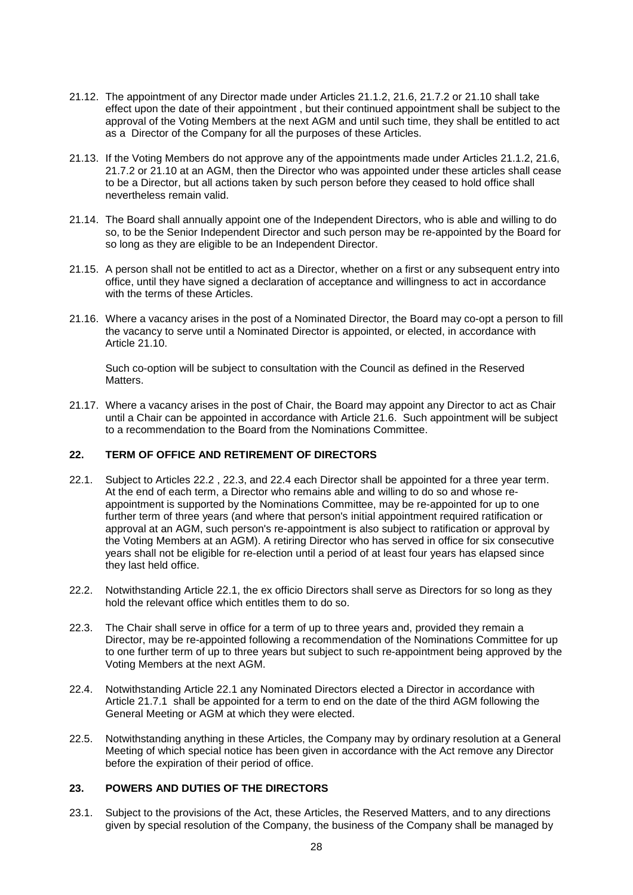21.12. The appointment of any Director made under Articles 21.1.2, 21.6, 21.7.2 or 21.10 shall take effect upon the date of their appointment , but their continued appointment shall be subject to the approval of the Voting Members at the next AGM and until such time, they shall be entitled to act as a Director of the Company for all the purposes of these Articles.

21.13. If the Voting Members do not approve any of the appointments made under Articles 21.1.2, 21.6, 21.7.2 or 21.10 at an AGM, then the Director who was appointed under these articles shall cease to be a Director, but all actions taken by such person before they ceased to hold office shall nevertheless remain valid.

21.14. The Board shall annually appoint one of the Independent Directors, who is able and willing to do so, to be the Senior Independent Director and such person may be re-appointed by the Board for so long as they are eligible to be an Independent Director.

21.15. A person shall not be entitled to act as a Director, whether on a first or any subsequent entry into office, until they have signed a declaration of acceptance and willingness to act in accordance with the terms of these Articles.

21.16. Where a vacancy arises in the post of a Nominated Director, the Board may co-opt a person to fill the vacancy to serve until a Nominated Director is appointed, or elected, in accordance with Article 21.10.

Such co-option will be subject to consultation with the Council as defined in the Reserved Matters.

21.17. Where a vacancy arises in the post of Chair, the Board may appoint any Director to act as Chair until a Chair can be appointed in accordance with Article 21.6. Such appointment will be subject to a recommendation to the Board from the Nominations Committee.

## 22. TERM OF OFFICE AND RETIREMENT OF DIRECTORS

22.1. Subject to Articles 22.2 , 22.3, and 22.4 each Director shall be appointed for a three year term. At the end of each term, a Director who remains able and willing to do so and whose re-appointment is supported by the Nominations Committee, may be re-appointed for up to one further term of three years (and where that person's initial appointment required ratification or approval at an AGM, such person's re-appointment is also subject to ratification or approval by the Voting Members at an AGM). A retiring Director who has served in office for six consecutive years shall not be eligible for re-election until a period of at least four years has elapsed since they last held office.

22.2. Notwithstanding Article 22.1, the ex officio Directors shall serve as Directors for so long as they hold the relevant office which entitles them to do so.

22.3. The Chair shall serve in office for a term of up to three years and, provided they remain a Director, may be re-appointed following a recommendation of the Nominations Committee for up to one further term of up to three years but subject to such re-appointment being approved by the Voting Members at the next AGM.

22.4. Notwithstanding Article 22.1 any Nominated Directors elected a Director in accordance with Article 21.7.1 shall be appointed for a term to end on the date of the third AGM following the General Meeting or AGM at which they were elected.

22.5. Notwithstanding anything in these Articles, the Company may by ordinary resolution at a General Meeting of which special notice has been given in accordance with the Act remove any Director before the expiration of their period of office.

## 23. POWERS AND DUTIES OF THE DIRECTORS

23.1. Subject to the provisions of the Act, these Articles, the Reserved Matters, and to any directions given by special resolution of the Company, the business of the Company shall be managed by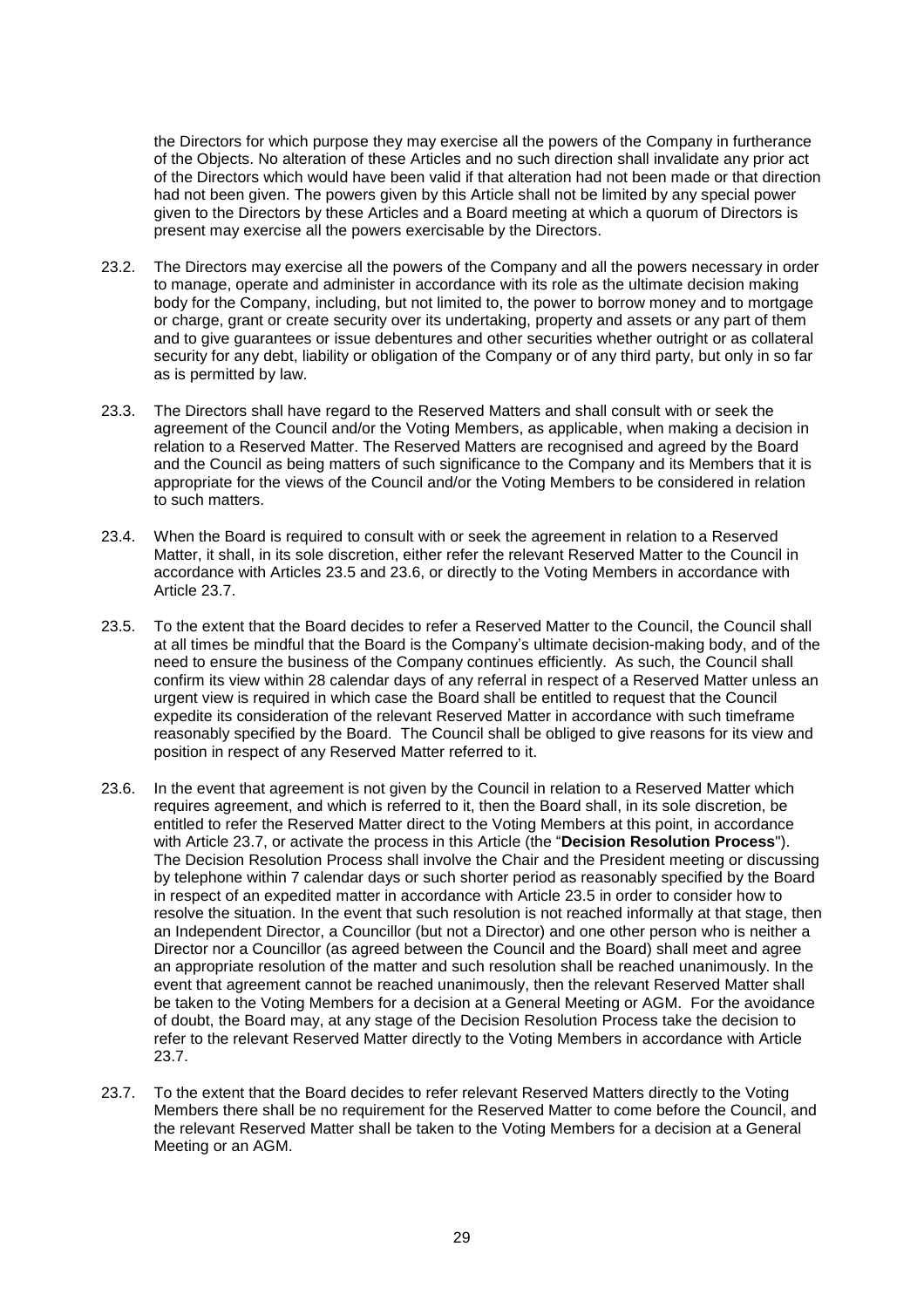the Directors for which purpose they may exercise all the powers of the Company in furtherance of the Objects. No alteration of these Articles and no such direction shall invalidate any prior act of the Directors which would have been valid if that alteration had not been made or that direction had not been given. The powers given by this Article shall not be limited by any special power given to the Directors by these Articles and a Board meeting at which a quorum of Directors is present may exercise all the powers exercisable by the Directors.

23.2. The Directors may exercise all the powers of the Company and all the powers necessary in order to manage, operate and administer in accordance with its role as the ultimate decision making body for the Company, including, but not limited to, the power to borrow money and to mortgage or charge, grant or create security over its undertaking, property and assets or any part of them and to give guarantees or issue debentures and other securities whether outright or as collateral security for any debt, liability or obligation of the Company or of any third party, but only in so far as is permitted by law.

23.3. The Directors shall have regard to the Reserved Matters and shall consult with or seek the agreement of the Council and/or the Voting Members, as applicable, when making a decision in relation to a Reserved Matter. The Reserved Matters are recognised and agreed by the Board and the Council as being matters of such significance to the Company and its Members that it is appropriate for the views of the Council and/or the Voting Members to be considered in relation to such matters.

23.4. When the Board is required to consult with or seek the agreement in relation to a Reserved Matter, it shall, in its sole discretion, either refer the relevant Reserved Matter to the Council in accordance with Articles 23.5 and 23.6, or directly to the Voting Members in accordance with Article 23.7.

23.5. To the extent that the Board decides to refer a Reserved Matter to the Council, the Council shall at all times be mindful that the Board is the Company's ultimate decision-making body, and of the need to ensure the business of the Company continues efficiently. As such, the Council shall confirm its view within 28 calendar days of any referral in respect of a Reserved Matter unless an urgent view is required in which case the Board shall be entitled to request that the Council expedite its consideration of the relevant Reserved Matter in accordance with such timeframe reasonably specified by the Board. The Council shall be obliged to give reasons for its view and position in respect of any Reserved Matter referred to it.

23.6. In the event that agreement is not given by the Council in relation to a Reserved Matter which requires agreement, and which is referred to it, then the Board shall, in its sole discretion, be entitled to refer the Reserved Matter direct to the Voting Members at this point, in accordance with Article 23.7, or activate the process in this Article (the "**Decision Resolution Process**"). The Decision Resolution Process shall involve the Chair and the President meeting or discussing by telephone within 7 calendar days or such shorter period as reasonably specified by the Board in respect of an expedited matter in accordance with Article 23.5 in order to consider how to resolve the situation. In the event that such resolution is not reached informally at that stage, then an Independent Director, a Councillor (but not a Director) and one other person who is neither a Director nor a Councillor (as agreed between the Council and the Board) shall meet and agree an appropriate resolution of the matter and such resolution shall be reached unanimously. In the event that agreement cannot be reached unanimously, then the relevant Reserved Matter shall be taken to the Voting Members for a decision at a General Meeting or AGM. For the avoidance of doubt, the Board may, at any stage of the Decision Resolution Process take the decision to refer to the relevant Reserved Matter directly to the Voting Members in accordance with Article 23.7.

23.7. To the extent that the Board decides to refer relevant Reserved Matters directly to the Voting Members there shall be no requirement for the Reserved Matter to come before the Council, and the relevant Reserved Matter shall be taken to the Voting Members for a decision at a General Meeting or an AGM.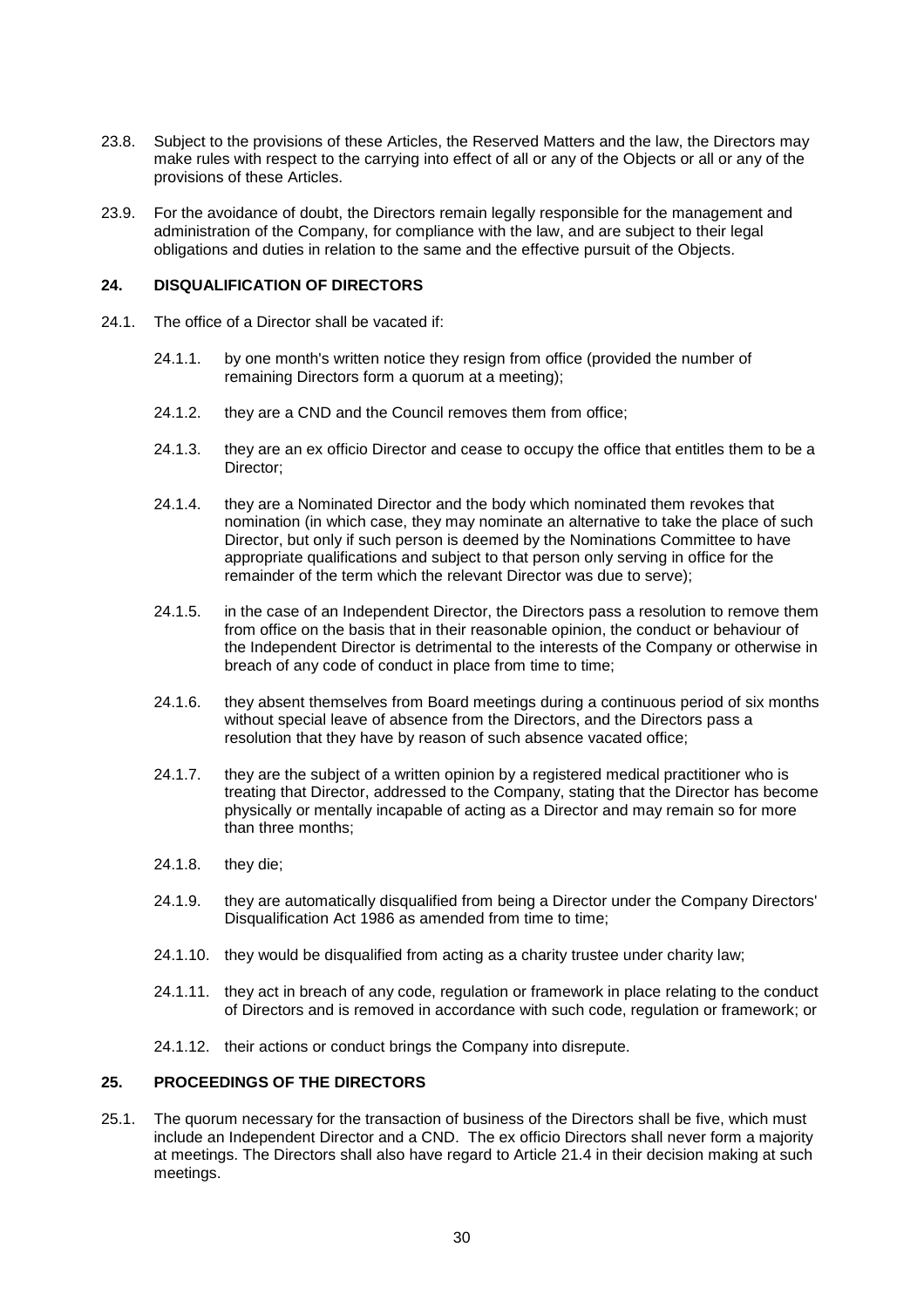23.8. Subject to the provisions of these Articles, the Reserved Matters and the law, the Directors may make rules with respect to the carrying into effect of all or any of the Objects or all or any of the provisions of these Articles.

23.9. For the avoidance of doubt, the Directors remain legally responsible for the management and administration of the Company, for compliance with the law, and are subject to their legal obligations and duties in relation to the same and the effective pursuit of the Objects.

## 24. DISQUALIFICATION OF DIRECTORS

24.1. The office of a Director shall be vacated if:

24.1.1. by one month's written notice they resign from office (provided the number of remaining Directors form a quorum at a meeting);

24.1.2. they are a CND and the Council removes them from office;

24.1.3. they are an ex officio Director and cease to occupy the office that entitles them to be a Director;

24.1.4. they are a Nominated Director and the body which nominated them revokes that nomination (in which case, they may nominate an alternative to take the place of such Director, but only if such person is deemed by the Nominations Committee to have appropriate qualifications and subject to that person only serving in office for the remainder of the term which the relevant Director was due to serve);

24.1.5. in the case of an Independent Director, the Directors pass a resolution to remove them from office on the basis that in their reasonable opinion, the conduct or behaviour of the Independent Director is detrimental to the interests of the Company or otherwise in breach of any code of conduct in place from time to time;

24.1.6. they absent themselves from Board meetings during a continuous period of six months without special leave of absence from the Directors, and the Directors pass a resolution that they have by reason of such absence vacated office;

24.1.7. they are the subject of a written opinion by a registered medical practitioner who is treating that Director, addressed to the Company, stating that the Director has become physically or mentally incapable of acting as a Director and may remain so for more than three months;

24.1.8. they die;

24.1.9. they are automatically disqualified from being a Director under the Company Directors' Disqualification Act 1986 as amended from time to time;

24.1.10. they would be disqualified from acting as a charity trustee under charity law;

24.1.11. they act in breach of any code, regulation or framework in place relating to the conduct of Directors and is removed in accordance with such code, regulation or framework; or

24.1.12. their actions or conduct brings the Company into disrepute.

## 25. PROCEEDINGS OF THE DIRECTORS

25.1. The quorum necessary for the transaction of business of the Directors shall be five, which must include an Independent Director and a CND. The ex officio Directors shall never form a majority at meetings. The Directors shall also have regard to Article 21.4 in their decision making at such meetings.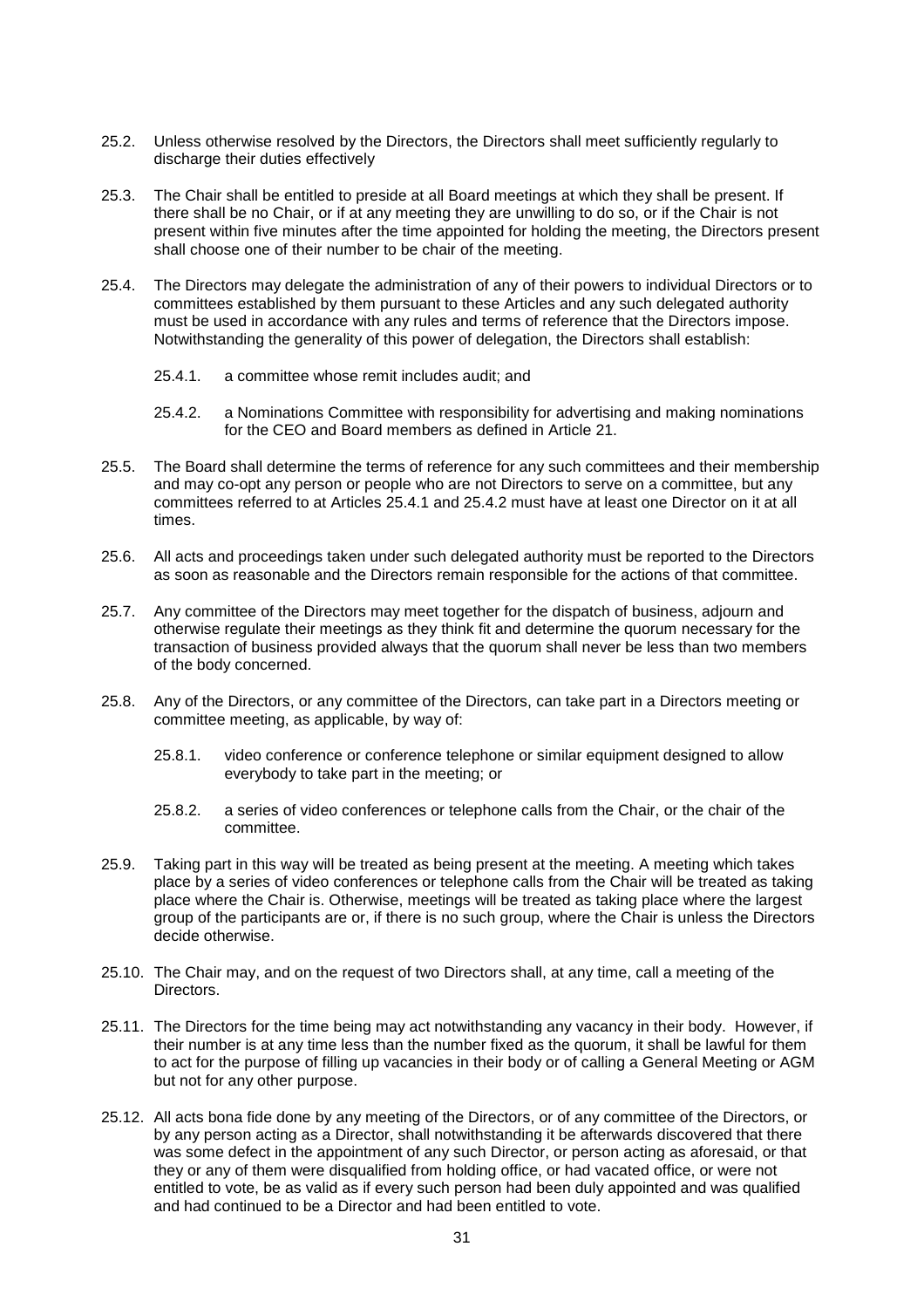25.2. Unless otherwise resolved by the Directors, the Directors shall meet sufficiently regularly to discharge their duties effectively

25.3. The Chair shall be entitled to preside at all Board meetings at which they shall be present. If there shall be no Chair, or if at any meeting they are unwilling to do so, or if the Chair is not present within five minutes after the time appointed for holding the meeting, the Directors present shall choose one of their number to be chair of the meeting.

25.4. The Directors may delegate the administration of any of their powers to individual Directors or to committees established by them pursuant to these Articles and any such delegated authority must be used in accordance with any rules and terms of reference that the Directors impose. Notwithstanding the generality of this power of delegation, the Directors shall establish:

   25.4.1. a committee whose remit includes audit; and

   25.4.2. a Nominations Committee with responsibility for advertising and making nominations for the CEO and Board members as defined in Article 21.

25.5. The Board shall determine the terms of reference for any such committees and their membership and may co-opt any person or people who are not Directors to serve on a committee, but any committees referred to at Articles 25.4.1 and 25.4.2 must have at least one Director on it at all times.

25.6. All acts and proceedings taken under such delegated authority must be reported to the Directors as soon as reasonable and the Directors remain responsible for the actions of that committee.

25.7. Any committee of the Directors may meet together for the dispatch of business, adjourn and otherwise regulate their meetings as they think fit and determine the quorum necessary for the transaction of business provided always that the quorum shall never be less than two members of the body concerned.

25.8. Any of the Directors, or any committee of the Directors, can take part in a Directors meeting or committee meeting, as applicable, by way of:

   25.8.1. video conference or conference telephone or similar equipment designed to allow everybody to take part in the meeting; or

   25.8.2. a series of video conferences or telephone calls from the Chair, or the chair of the committee.

25.9. Taking part in this way will be treated as being present at the meeting. A meeting which takes place by a series of video conferences or telephone calls from the Chair will be treated as taking place where the Chair is. Otherwise, meetings will be treated as taking place where the largest group of the participants are or, if there is no such group, where the Chair is unless the Directors decide otherwise.

25.10. The Chair may, and on the request of two Directors shall, at any time, call a meeting of the Directors.

25.11. The Directors for the time being may act notwithstanding any vacancy in their body. However, if their number is at any time less than the number fixed as the quorum, it shall be lawful for them to act for the purpose of filling up vacancies in their body or of calling a General Meeting or AGM but not for any other purpose.

25.12. All acts bona fide done by any meeting of the Directors, or of any committee of the Directors, or by any person acting as a Director, shall notwithstanding it be afterwards discovered that there was some defect in the appointment of any such Director, or person acting as aforesaid, or that they or any of them were disqualified from holding office, or had vacated office, or were not entitled to vote, be as valid as if every such person had been duly appointed and was qualified and had continued to be a Director and had been entitled to vote.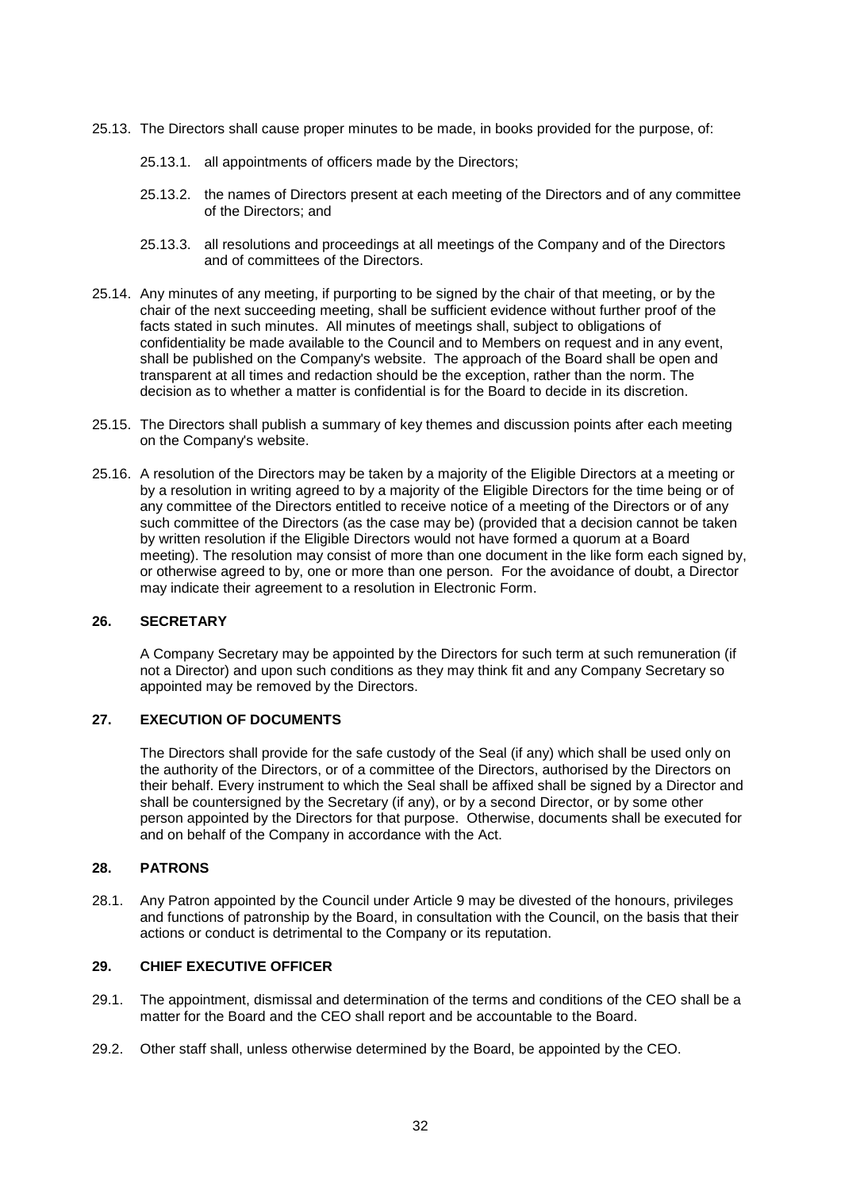25.13. The Directors shall cause proper minutes to be made, in books provided for the purpose, of:

25.13.1. all appointments of officers made by the Directors;

25.13.2. the names of Directors present at each meeting of the Directors and of any committee of the Directors; and

25.13.3. all resolutions and proceedings at all meetings of the Company and of the Directors and of committees of the Directors.

25.14. Any minutes of any meeting, if purporting to be signed by the chair of that meeting, or by the chair of the next succeeding meeting, shall be sufficient evidence without further proof of the facts stated in such minutes. All minutes of meetings shall, subject to obligations of confidentiality be made available to the Council and to Members on request and in any event, shall be published on the Company's website. The approach of the Board shall be open and transparent at all times and redaction should be the exception, rather than the norm. The decision as to whether a matter is confidential is for the Board to decide in its discretion.

25.15. The Directors shall publish a summary of key themes and discussion points after each meeting on the Company's website.

25.16. A resolution of the Directors may be taken by a majority of the Eligible Directors at a meeting or by a resolution in writing agreed to by a majority of the Eligible Directors for the time being or of any committee of the Directors entitled to receive notice of a meeting of the Directors or of any such committee of the Directors (as the case may be) (provided that a decision cannot be taken by written resolution if the Eligible Directors would not have formed a quorum at a Board meeting). The resolution may consist of more than one document in the like form each signed by, or otherwise agreed to by, one or more than one person. For the avoidance of doubt, a Director may indicate their agreement to a resolution in Electronic Form.

## 26. SECRETARY

A Company Secretary may be appointed by the Directors for such term at such remuneration (if not a Director) and upon such conditions as they may think fit and any Company Secretary so appointed may be removed by the Directors.

## 27. EXECUTION OF DOCUMENTS

The Directors shall provide for the safe custody of the Seal (if any) which shall be used only on the authority of the Directors, or of a committee of the Directors, authorised by the Directors on their behalf. Every instrument to which the Seal shall be affixed shall be signed by a Director and shall be countersigned by the Secretary (if any), or by a second Director, or by some other person appointed by the Directors for that purpose. Otherwise, documents shall be executed for and on behalf of the Company in accordance with the Act.

## 28. PATRONS

28.1. Any Patron appointed by the Council under Article 9 may be divested of the honours, privileges and functions of patronship by the Board, in consultation with the Council, on the basis that their actions or conduct is detrimental to the Company or its reputation.

## 29. CHIEF EXECUTIVE OFFICER

29.1. The appointment, dismissal and determination of the terms and conditions of the CEO shall be a matter for the Board and the CEO shall report and be accountable to the Board.

29.2. Other staff shall, unless otherwise determined by the Board, be appointed by the CEO.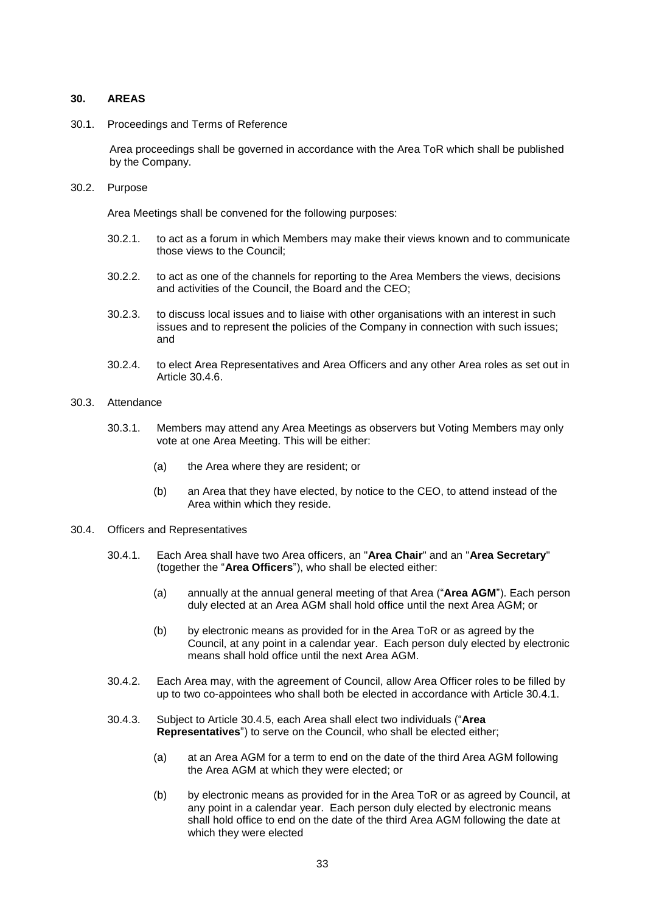## 30. AREAS

30.1. Proceedings and Terms of Reference

Area proceedings shall be governed in accordance with the Area ToR which shall be published by the Company.

30.2. Purpose

Area Meetings shall be convened for the following purposes:

30.2.1. to act as a forum in which Members may make their views known and to communicate those views to the Council;

30.2.2. to act as one of the channels for reporting to the Area Members the views, decisions and activities of the Council, the Board and the CEO;

30.2.3. to discuss local issues and to liaise with other organisations with an interest in such issues and to represent the policies of the Company in connection with such issues; and

30.2.4. to elect Area Representatives and Area Officers and any other Area roles as set out in Article 30.4.6.

30.3. Attendance

30.3.1. Members may attend any Area Meetings as observers but Voting Members may only vote at one Area Meeting. This will be either:

(a) the Area where they are resident; or

(b) an Area that they have elected, by notice to the CEO, to attend instead of the Area within which they reside.

30.4. Officers and Representatives

30.4.1. Each Area shall have two Area officers, an "**Area Chair**" and an "**Area Secretary**" (together the "**Area Officers**"), who shall be elected either:

(a) annually at the annual general meeting of that Area ("**Area AGM**"). Each person duly elected at an Area AGM shall hold office until the next Area AGM; or

(b) by electronic means as provided for in the Area ToR or as agreed by the Council, at any point in a calendar year. Each person duly elected by electronic means shall hold office until the next Area AGM.

30.4.2. Each Area may, with the agreement of Council, allow Area Officer roles to be filled by up to two co-appointees who shall both be elected in accordance with Article 30.4.1.

30.4.3. Subject to Article 30.4.5, each Area shall elect two individuals ("**Area Representatives**") to serve on the Council, who shall be elected either;

(a) at an Area AGM for a term to end on the date of the third Area AGM following the Area AGM at which they were elected; or

(b) by electronic means as provided for in the Area ToR or as agreed by Council, at any point in a calendar year. Each person duly elected by electronic means shall hold office to end on the date of the third Area AGM following the date at which they were elected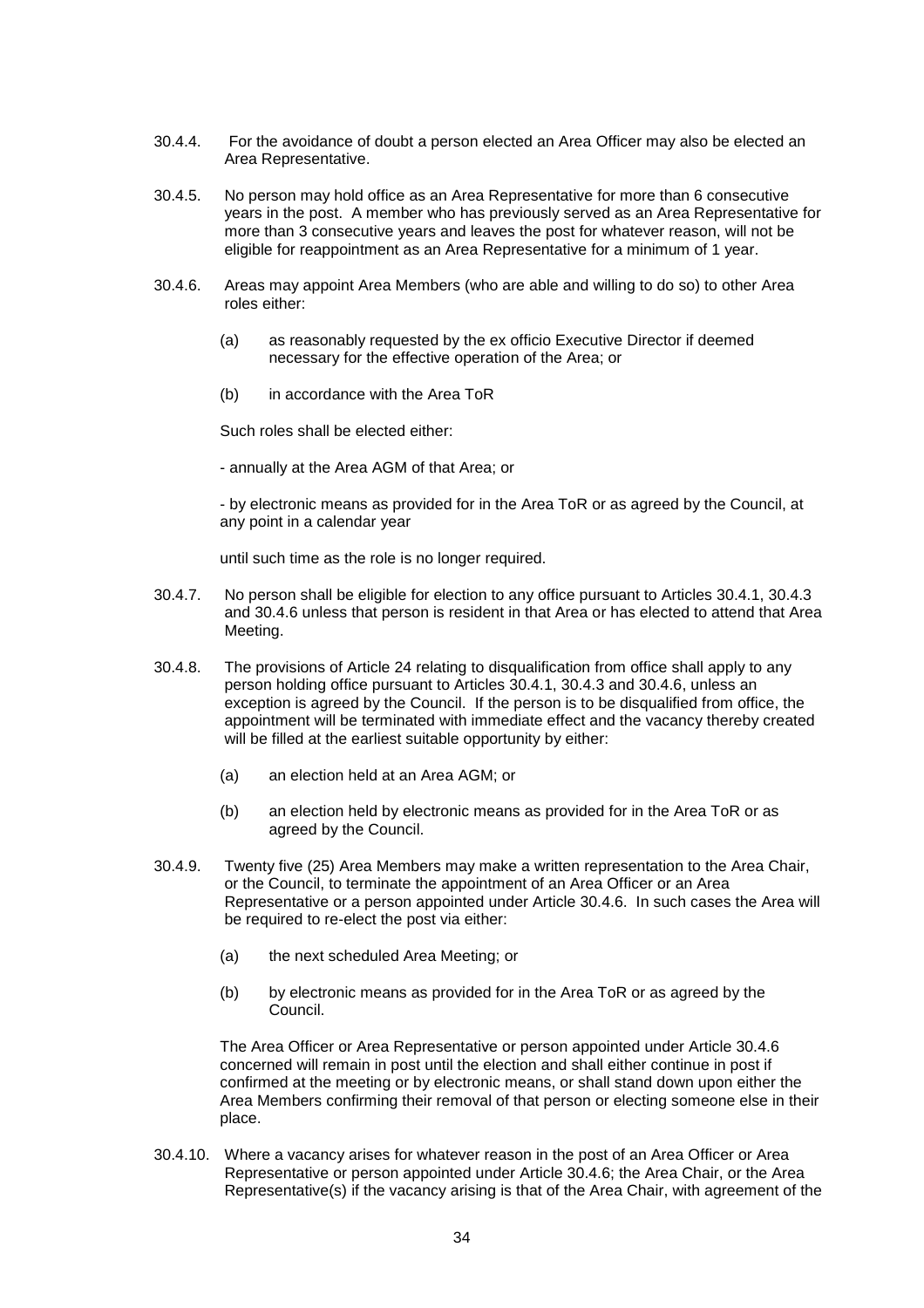30.4.4. For the avoidance of doubt a person elected an Area Officer may also be elected an Area Representative.

30.4.5. No person may hold office as an Area Representative for more than 6 consecutive years in the post. A member who has previously served as an Area Representative for more than 3 consecutive years and leaves the post for whatever reason, will not be eligible for reappointment as an Area Representative for a minimum of 1 year.

30.4.6. Areas may appoint Area Members (who are able and willing to do so) to other Area roles either:

(a) as reasonably requested by the ex officio Executive Director if deemed necessary for the effective operation of the Area; or

(b) in accordance with the Area ToR

Such roles shall be elected either:

- annually at the Area AGM of that Area; or

- by electronic means as provided for in the Area ToR or as agreed by the Council, at any point in a calendar year

until such time as the role is no longer required.

30.4.7. No person shall be eligible for election to any office pursuant to Articles 30.4.1, 30.4.3 and 30.4.6 unless that person is resident in that Area or has elected to attend that Area Meeting.

30.4.8. The provisions of Article 24 relating to disqualification from office shall apply to any person holding office pursuant to Articles 30.4.1, 30.4.3 and 30.4.6, unless an exception is agreed by the Council. If the person is to be disqualified from office, the appointment will be terminated with immediate effect and the vacancy thereby created will be filled at the earliest suitable opportunity by either:

(a) an election held at an Area AGM; or

(b) an election held by electronic means as provided for in the Area ToR or as agreed by the Council.

30.4.9. Twenty five (25) Area Members may make a written representation to the Area Chair, or the Council, to terminate the appointment of an Area Officer or an Area Representative or a person appointed under Article 30.4.6. In such cases the Area will be required to re-elect the post via either:

(a) the next scheduled Area Meeting; or

(b) by electronic means as provided for in the Area ToR or as agreed by the Council.

The Area Officer or Area Representative or person appointed under Article 30.4.6 concerned will remain in post until the election and shall either continue in post if confirmed at the meeting or by electronic means, or shall stand down upon either the Area Members confirming their removal of that person or electing someone else in their place.

30.4.10. Where a vacancy arises for whatever reason in the post of an Area Officer or Area Representative or person appointed under Article 30.4.6; the Area Chair, or the Area Representative(s) if the vacancy arising is that of the Area Chair, with agreement of the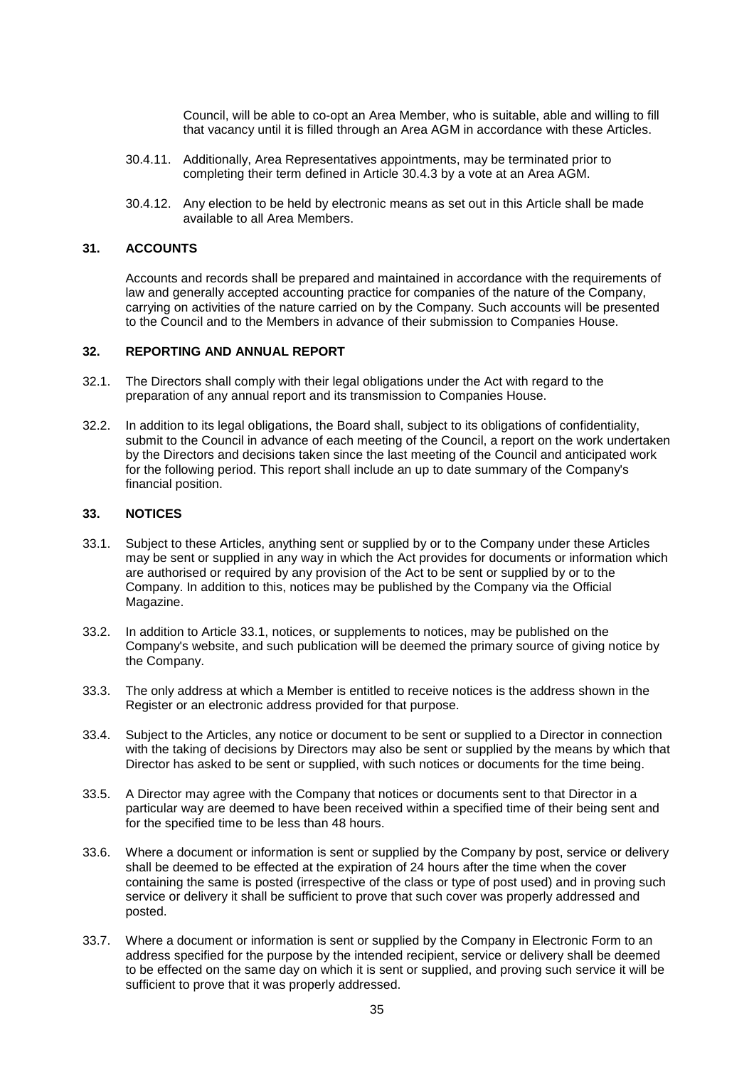Council, will be able to co-opt an Area Member, who is suitable, able and willing to fill that vacancy until it is filled through an Area AGM in accordance with these Articles.

30.4.11. Additionally, Area Representatives appointments, may be terminated prior to completing their term defined in Article 30.4.3 by a vote at an Area AGM.

30.4.12. Any election to be held by electronic means as set out in this Article shall be made available to all Area Members.

## 31. ACCOUNTS

Accounts and records shall be prepared and maintained in accordance with the requirements of law and generally accepted accounting practice for companies of the nature of the Company, carrying on activities of the nature carried on by the Company. Such accounts will be presented to the Council and to the Members in advance of their submission to Companies House.

## 32. REPORTING AND ANNUAL REPORT

32.1. The Directors shall comply with their legal obligations under the Act with regard to the preparation of any annual report and its transmission to Companies House.

32.2. In addition to its legal obligations, the Board shall, subject to its obligations of confidentiality, submit to the Council in advance of each meeting of the Council, a report on the work undertaken by the Directors and decisions taken since the last meeting of the Council and anticipated work for the following period. This report shall include an up to date summary of the Company's financial position.

## 33. NOTICES

33.1. Subject to these Articles, anything sent or supplied by or to the Company under these Articles may be sent or supplied in any way in which the Act provides for documents or information which are authorised or required by any provision of the Act to be sent or supplied by or to the Company. In addition to this, notices may be published by the Company via the Official Magazine.

33.2. In addition to Article 33.1, notices, or supplements to notices, may be published on the Company's website, and such publication will be deemed the primary source of giving notice by the Company.

33.3. The only address at which a Member is entitled to receive notices is the address shown in the Register or an electronic address provided for that purpose.

33.4. Subject to the Articles, any notice or document to be sent or supplied to a Director in connection with the taking of decisions by Directors may also be sent or supplied by the means by which that Director has asked to be sent or supplied, with such notices or documents for the time being.

33.5. A Director may agree with the Company that notices or documents sent to that Director in a particular way are deemed to have been received within a specified time of their being sent and for the specified time to be less than 48 hours.

33.6. Where a document or information is sent or supplied by the Company by post, service or delivery shall be deemed to be effected at the expiration of 24 hours after the time when the cover containing the same is posted (irrespective of the class or type of post used) and in proving such service or delivery it shall be sufficient to prove that such cover was properly addressed and posted.

33.7. Where a document or information is sent or supplied by the Company in Electronic Form to an address specified for the purpose by the intended recipient, service or delivery shall be deemed to be effected on the same day on which it is sent or supplied, and proving such service it will be sufficient to prove that it was properly addressed.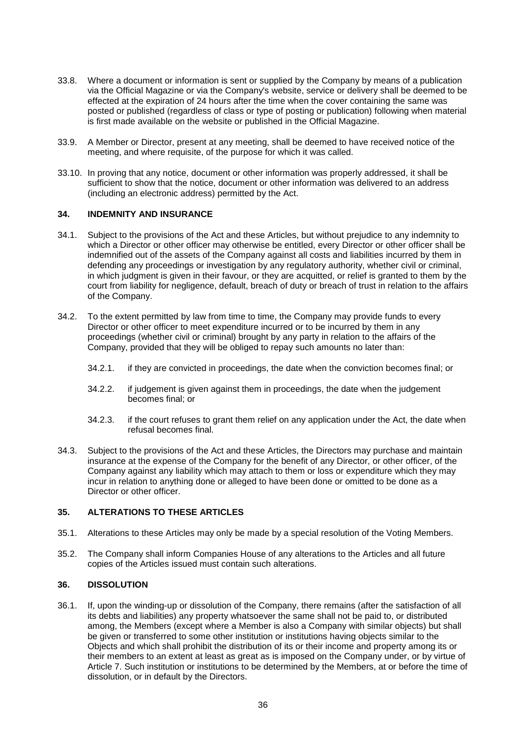33.8. Where a document or information is sent or supplied by the Company by means of a publication via the Official Magazine or via the Company's website, service or delivery shall be deemed to be effected at the expiration of 24 hours after the time when the cover containing the same was posted or published (regardless of class or type of posting or publication) following when material is first made available on the website or published in the Official Magazine.

33.9. A Member or Director, present at any meeting, shall be deemed to have received notice of the meeting, and where requisite, of the purpose for which it was called.

33.10. In proving that any notice, document or other information was properly addressed, it shall be sufficient to show that the notice, document or other information was delivered to an address (including an electronic address) permitted by the Act.

### 34. INDEMNITY AND INSURANCE

34.1. Subject to the provisions of the Act and these Articles, but without prejudice to any indemnity to which a Director or other officer may otherwise be entitled, every Director or other officer shall be indemnified out of the assets of the Company against all costs and liabilities incurred by them in defending any proceedings or investigation by any regulatory authority, whether civil or criminal, in which judgment is given in their favour, or they are acquitted, or relief is granted to them by the court from liability for negligence, default, breach of duty or breach of trust in relation to the affairs of the Company.

34.2. To the extent permitted by law from time to time, the Company may provide funds to every Director or other officer to meet expenditure incurred or to be incurred by them in any proceedings (whether civil or criminal) brought by any party in relation to the affairs of the Company, provided that they will be obliged to repay such amounts no later than:

34.2.1. if they are convicted in proceedings, the date when the conviction becomes final; or

34.2.2. if judgement is given against them in proceedings, the date when the judgement becomes final; or

34.2.3. if the court refuses to grant them relief on any application under the Act, the date when refusal becomes final.

34.3. Subject to the provisions of the Act and these Articles, the Directors may purchase and maintain insurance at the expense of the Company for the benefit of any Director, or other officer, of the Company against any liability which may attach to them or loss or expenditure which they may incur in relation to anything done or alleged to have been done or omitted to be done as a Director or other officer.

### 35. ALTERATIONS TO THESE ARTICLES

35.1. Alterations to these Articles may only be made by a special resolution of the Voting Members.

35.2. The Company shall inform Companies House of any alterations to the Articles and all future copies of the Articles issued must contain such alterations.

### 36. DISSOLUTION

36.1. If, upon the winding-up or dissolution of the Company, there remains (after the satisfaction of all its debts and liabilities) any property whatsoever the same shall not be paid to, or distributed among, the Members (except where a Member is also a Company with similar objects) but shall be given or transferred to some other institution or institutions having objects similar to the Objects and which shall prohibit the distribution of its or their income and property among its or their members to an extent at least as great as is imposed on the Company under, or by virtue of Article 7. Such institution or institutions to be determined by the Members, at or before the time of dissolution, or in default by the Directors.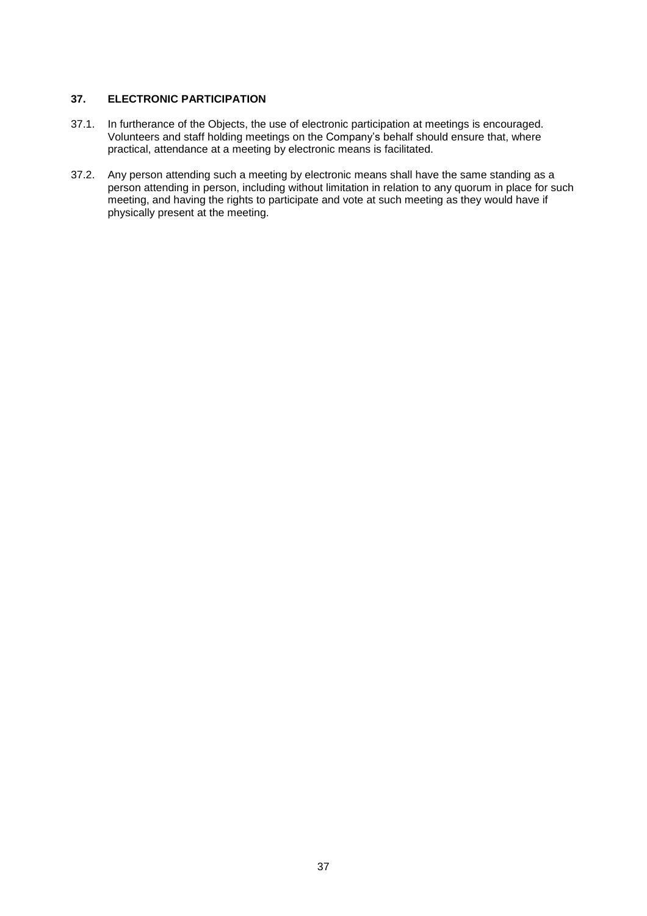## 37. ELECTRONIC PARTICIPATION

37.1. In furtherance of the Objects, the use of electronic participation at meetings is encouraged. Volunteers and staff holding meetings on the Company's behalf should ensure that, where practical, attendance at a meeting by electronic means is facilitated.

37.2. Any person attending such a meeting by electronic means shall have the same standing as a person attending in person, including without limitation in relation to any quorum in place for such meeting, and having the rights to participate and vote at such meeting as they would have if physically present at the meeting.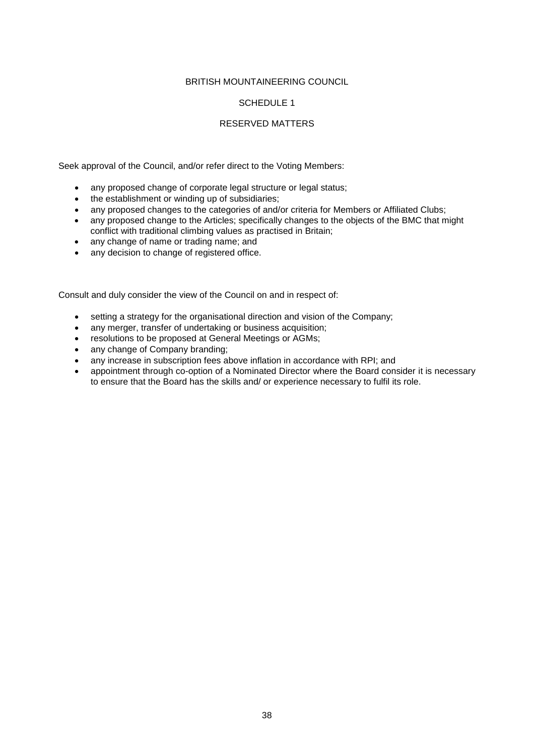# BRITISH MOUNTAINEERING COUNCIL

## SCHEDULE 1

## RESERVED MATTERS

Seek approval of the Council, and/or refer direct to the Voting Members:

- any proposed change of corporate legal structure or legal status;
- the establishment or winding up of subsidiaries;
- any proposed changes to the categories of and/or criteria for Members or Affiliated Clubs;
- any proposed change to the Articles; specifically changes to the objects of the BMC that might conflict with traditional climbing values as practised in Britain;
- any change of name or trading name; and
- any decision to change of registered office.

Consult and duly consider the view of the Council on and in respect of:

- setting a strategy for the organisational direction and vision of the Company;
- any merger, transfer of undertaking or business acquisition;
- resolutions to be proposed at General Meetings or AGMs;
- any change of Company branding;
- any increase in subscription fees above inflation in accordance with RPI; and
- appointment through co-option of a Nominated Director where the Board consider it is necessary to ensure that the Board has the skills and/ or experience necessary to fulfil its role.